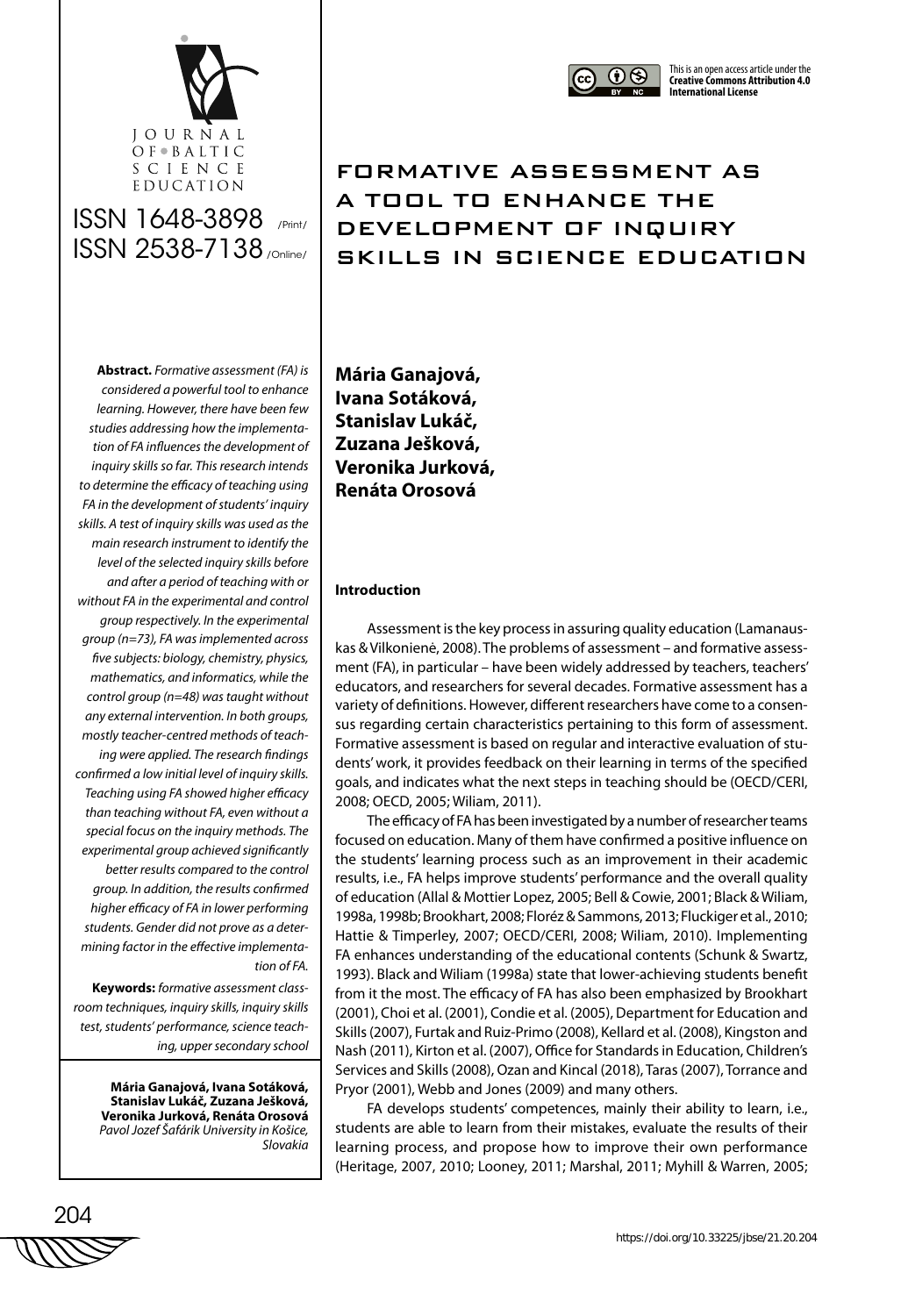JOURNAL OF BALTIC SCIENCE EDUCATION

ISSN 1648-3898 /Print/
ISSN 2538-7138 /Online/

This is an open access article under the Creative Commons Attribution 4.0 International License

# FORMATIVE ASSESSMENT AS A TOOL TO ENHANCE THE DEVELOPMENT OF INQUIRY SKILLS IN SCIENCE EDUCATION

**Mária Ganajová, Ivana Sotáková, Stanislav Lukáč, Zuzana Ješková, Veronika Jurková, Renáta Orosová**

**Abstract.** *Formative assessment (FA) is considered a powerful tool to enhance learning. However, there have been few studies addressing how the implementation of FA influences the development of inquiry skills so far. This research intends to determine the efficacy of teaching using FA in the development of students' inquiry skills. A test of inquiry skills was used as the main research instrument to identify the level of the selected inquiry skills before and after a period of teaching with or without FA in the experimental and control group respectively. In the experimental group (n=73), FA was implemented across five subjects: biology, chemistry, physics, mathematics, and informatics, while the control group (n=48) was taught without any external intervention. In both groups, mostly teacher-centred methods of teaching were applied. The research findings confirmed a low initial level of inquiry skills. Teaching using FA showed higher efficacy than teaching without FA, even without a special focus on the inquiry methods. The experimental group achieved significantly better results compared to the control group. In addition, the results confirmed higher efficacy of FA in lower performing students. Gender did not prove as a determining factor in the effective implementation of FA.*

**Keywords:** *formative assessment classroom techniques, inquiry skills, inquiry skills test, students' performance, science teaching, upper secondary school*

**Mária Ganajová, Ivana Sotáková, Stanislav Lukáč, Zuzana Ješková, Veronika Jurková, Renáta Orosová**
*Pavol Jozef Šafárik University in Košice, Slovakia*

## Introduction

Assessment is the key process in assuring quality education (Lamanauskas & Vilkonienė, 2008). The problems of assessment – and formative assessment (FA), in particular – have been widely addressed by teachers, teachers' educators, and researchers for several decades. Formative assessment has a variety of definitions. However, different researchers have come to a consensus regarding certain characteristics pertaining to this form of assessment. Formative assessment is based on regular and interactive evaluation of students' work, it provides feedback on their learning in terms of the specified goals, and indicates what the next steps in teaching should be (OECD/CERI, 2008; OECD, 2005; Wiliam, 2011).

The efficacy of FA has been investigated by a number of researcher teams focused on education. Many of them have confirmed a positive influence on the students' learning process such as an improvement in their academic results, i.e., FA helps improve students' performance and the overall quality of education (Allal & Mottier Lopez, 2005; Bell & Cowie, 2001; Black & Wiliam, 1998a, 1998b; Brookhart, 2008; Floréz & Sammons, 2013; Fluckiger et al., 2010; Hattie & Timperley, 2007; OECD/CERI, 2008; Wiliam, 2010). Implementing FA enhances understanding of the educational contents (Schunk & Swartz, 1993). Black and Wiliam (1998a) state that lower-achieving students benefit from it the most. The efficacy of FA has also been emphasized by Brookhart (2001), Choi et al. (2001), Condie et al. (2005), Department for Education and Skills (2007), Furtak and Ruiz-Primo (2008), Kellard et al. (2008), Kingston and Nash (2011), Kirton et al. (2007), Office for Standards in Education, Children's Services and Skills (2008), Ozan and Kincal (2018), Taras (2007), Torrance and Pryor (2001), Webb and Jones (2009) and many others.

FA develops students' competences, mainly their ability to learn, i.e., students are able to learn from their mistakes, evaluate the results of their learning process, and propose how to improve their own performance (Heritage, 2007, 2010; Looney, 2011; Marshal, 2011; Myhill & Warren, 2005;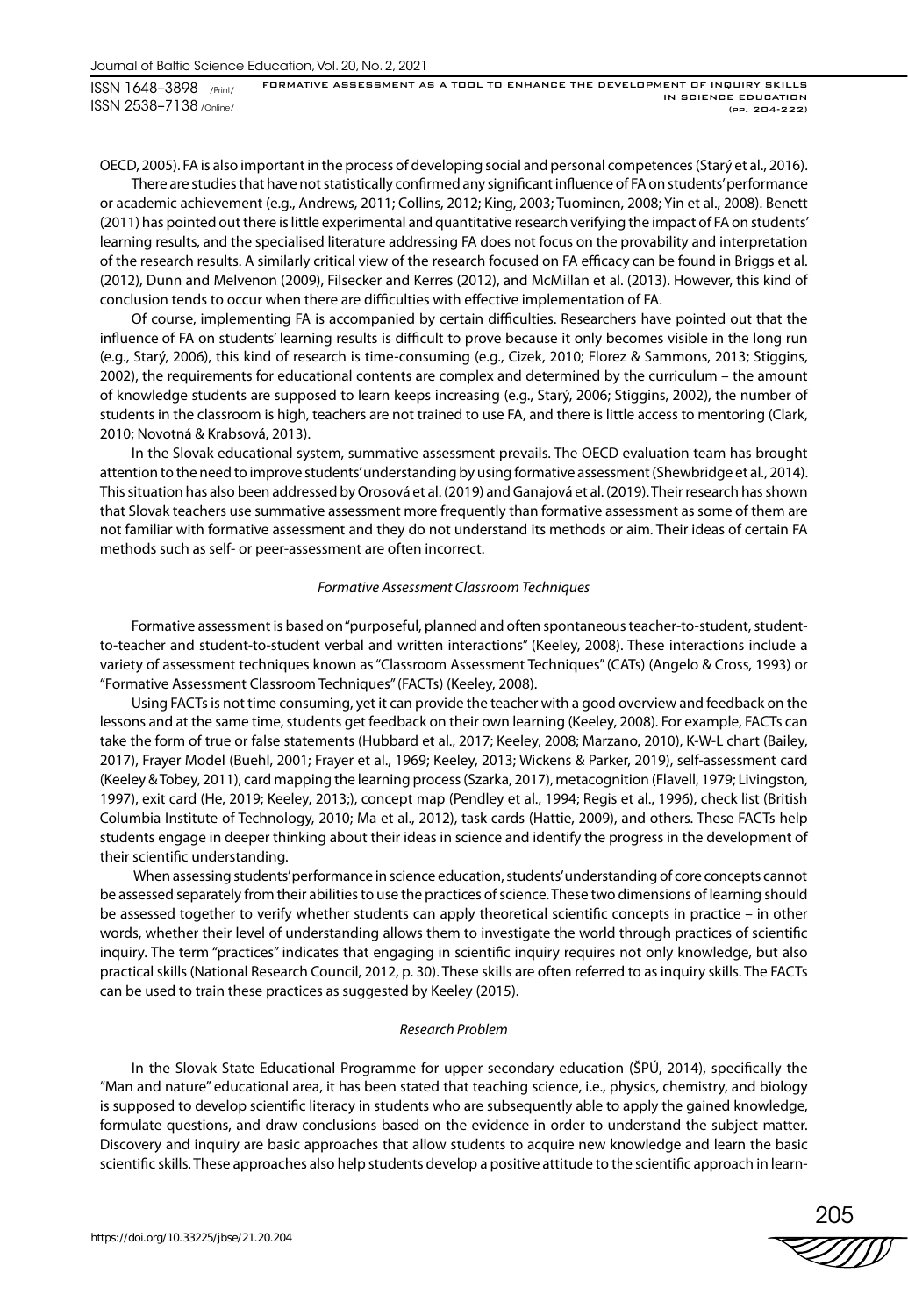OECD, 2005). FA is also important in the process of developing social and personal competences (Starý et al., 2016).

There are studies that have not statistically confirmed any significant influence of FA on students' performance or academic achievement (e.g., Andrews, 2011; Collins, 2012; King, 2003; Tuominen, 2008; Yin et al., 2008). Benett (2011) has pointed out there is little experimental and quantitative research verifying the impact of FA on students' learning results, and the specialised literature addressing FA does not focus on the provability and interpretation of the research results. A similarly critical view of the research focused on FA efficacy can be found in Briggs et al. (2012), Dunn and Melvenon (2009), Filsecker and Kerres (2012), and McMillan et al. (2013). However, this kind of conclusion tends to occur when there are difficulties with effective implementation of FA.

Of course, implementing FA is accompanied by certain difficulties. Researchers have pointed out that the influence of FA on students' learning results is difficult to prove because it only becomes visible in the long run (e.g., Starý, 2006), this kind of research is time-consuming (e.g., Cizek, 2010; Florez & Sammons, 2013; Stiggins, 2002), the requirements for educational contents are complex and determined by the curriculum – the amount of knowledge students are supposed to learn keeps increasing (e.g., Starý, 2006; Stiggins, 2002), the number of students in the classroom is high, teachers are not trained to use FA, and there is little access to mentoring (Clark, 2010; Novotná & Krabsová, 2013).

In the Slovak educational system, summative assessment prevails. The OECD evaluation team has brought attention to the need to improve students' understanding by using formative assessment (Shewbridge et al., 2014). This situation has also been addressed by Orosová et al. (2019) and Ganajová et al. (2019). Their research has shown that Slovak teachers use summative assessment more frequently than formative assessment as some of them are not familiar with formative assessment and they do not understand its methods or aim. Their ideas of certain FA methods such as self- or peer-assessment are often incorrect.

*Formative Assessment Classroom Techniques*

Formative assessment is based on "purposeful, planned and often spontaneous teacher-to-student, student-to-teacher and student-to-student verbal and written interactions" (Keeley, 2008). These interactions include a variety of assessment techniques known as "Classroom Assessment Techniques" (CATs) (Angelo & Cross, 1993) or "Formative Assessment Classroom Techniques" (FACTs) (Keeley, 2008).

Using FACTs is not time consuming, yet it can provide the teacher with a good overview and feedback on the lessons and at the same time, students get feedback on their own learning (Keeley, 2008). For example, FACTs can take the form of true or false statements (Hubbard et al., 2017; Keeley, 2008; Marzano, 2010), K-W-L chart (Bailey, 2017), Frayer Model (Buehl, 2001; Frayer et al., 1969; Keeley, 2013; Wickens & Parker, 2019), self-assessment card (Keeley & Tobey, 2011), card mapping the learning process (Szarka, 2017), metacognition (Flavell, 1979; Livingston, 1997), exit card (He, 2019; Keeley, 2013;), concept map (Pendley et al., 1994; Regis et al., 1996), check list (British Columbia Institute of Technology, 2010; Ma et al., 2012), task cards (Hattie, 2009), and others. These FACTs help students engage in deeper thinking about their ideas in science and identify the progress in the development of their scientific understanding.

When assessing students' performance in science education, students' understanding of core concepts cannot be assessed separately from their abilities to use the practices of science. These two dimensions of learning should be assessed together to verify whether students can apply theoretical scientific concepts in practice – in other words, whether their level of understanding allows them to investigate the world through practices of scientific inquiry. The term "practices" indicates that engaging in scientific inquiry requires not only knowledge, but also practical skills (National Research Council, 2012, p. 30). These skills are often referred to as inquiry skills. The FACTs can be used to train these practices as suggested by Keeley (2015).

*Research Problem*

In the Slovak State Educational Programme for upper secondary education (ŠPÚ, 2014), specifically the "Man and nature" educational area, it has been stated that teaching science, i.e., physics, chemistry, and biology is supposed to develop scientific literacy in students who are subsequently able to apply the gained knowledge, formulate questions, and draw conclusions based on the evidence in order to understand the subject matter. Discovery and inquiry are basic approaches that allow students to acquire new knowledge and learn the basic scientific skills. These approaches also help students develop a positive attitude to the scientific approach in learn-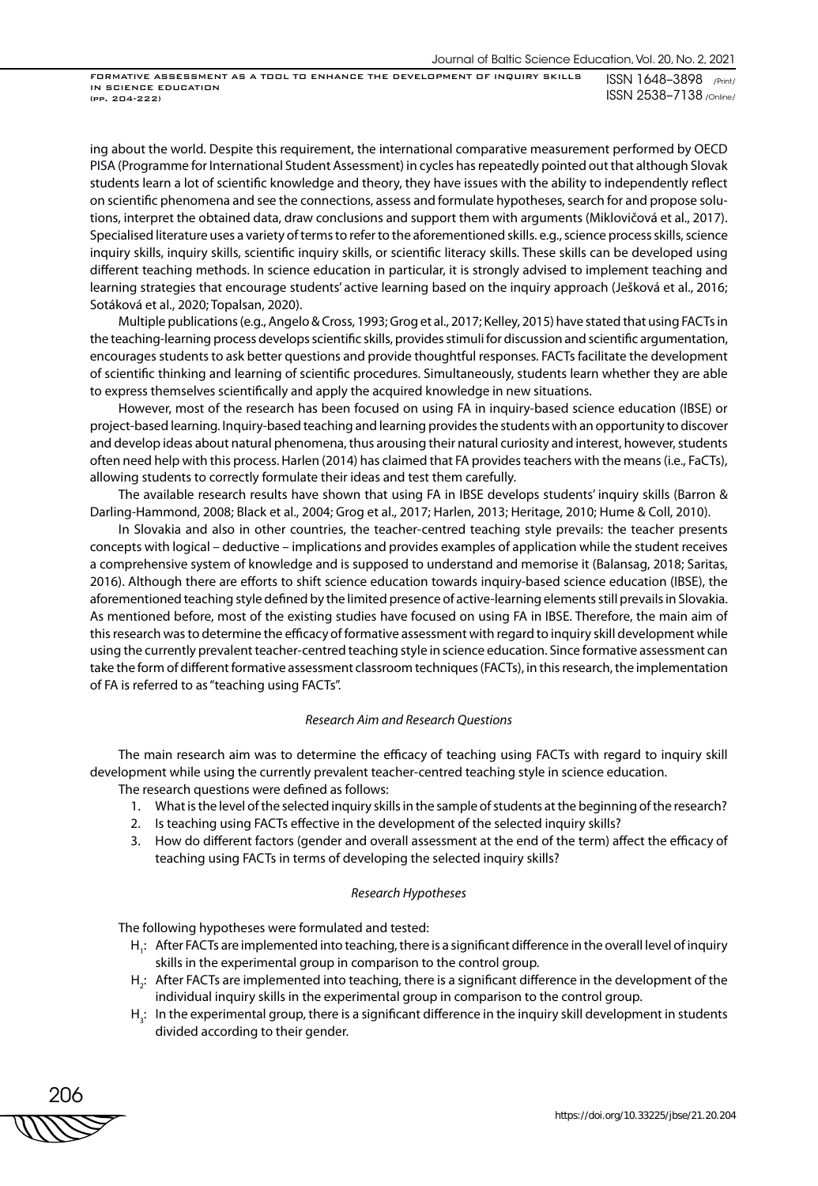ing about the world. Despite this requirement, the international comparative measurement performed by OECD PISA (Programme for International Student Assessment) in cycles has repeatedly pointed out that although Slovak students learn a lot of scientific knowledge and theory, they have issues with the ability to independently reflect on scientific phenomena and see the connections, assess and formulate hypotheses, search for and propose solutions, interpret the obtained data, draw conclusions and support them with arguments (Miklovičová et al., 2017). Specialised literature uses a variety of terms to refer to the aforementioned skills. e.g., science process skills, science inquiry skills, inquiry skills, scientific inquiry skills, or scientific literacy skills. These skills can be developed using different teaching methods. In science education in particular, it is strongly advised to implement teaching and learning strategies that encourage students' active learning based on the inquiry approach (Ješková et al., 2016; Sotáková et al., 2020; Topalsan, 2020).

Multiple publications (e.g., Angelo & Cross, 1993; Grog et al., 2017; Kelley, 2015) have stated that using FACTs in the teaching-learning process develops scientific skills, provides stimuli for discussion and scientific argumentation, encourages students to ask better questions and provide thoughtful responses. FACTs facilitate the development of scientific thinking and learning of scientific procedures. Simultaneously, students learn whether they are able to express themselves scientifically and apply the acquired knowledge in new situations.

However, most of the research has been focused on using FA in inquiry-based science education (IBSE) or project-based learning. Inquiry-based teaching and learning provides the students with an opportunity to discover and develop ideas about natural phenomena, thus arousing their natural curiosity and interest, however, students often need help with this process. Harlen (2014) has claimed that FA provides teachers with the means (i.e., FaCTs), allowing students to correctly formulate their ideas and test them carefully.

The available research results have shown that using FA in IBSE develops students' inquiry skills (Barron & Darling-Hammond, 2008; Black et al., 2004; Grog et al., 2017; Harlen, 2013; Heritage, 2010; Hume & Coll, 2010).

In Slovakia and also in other countries, the teacher-centred teaching style prevails: the teacher presents concepts with logical – deductive – implications and provides examples of application while the student receives a comprehensive system of knowledge and is supposed to understand and memorise it (Balansag, 2018; Saritas, 2016). Although there are efforts to shift science education towards inquiry-based science education (IBSE), the aforementioned teaching style defined by the limited presence of active-learning elements still prevails in Slovakia. As mentioned before, most of the existing studies have focused on using FA in IBSE. Therefore, the main aim of this research was to determine the efficacy of formative assessment with regard to inquiry skill development while using the currently prevalent teacher-centred teaching style in science education. Since formative assessment can take the form of different formative assessment classroom techniques (FACTs), in this research, the implementation of FA is referred to as "teaching using FACTs".

*Research Aim and Research Questions*

The main research aim was to determine the efficacy of teaching using FACTs with regard to inquiry skill development while using the currently prevalent teacher-centred teaching style in science education.

The research questions were defined as follows:

1. What is the level of the selected inquiry skills in the sample of students at the beginning of the research?
2. Is teaching using FACTs effective in the development of the selected inquiry skills?
3. How do different factors (gender and overall assessment at the end of the term) affect the efficacy of teaching using FACTs in terms of developing the selected inquiry skills?

*Research Hypotheses*

The following hypotheses were formulated and tested:

- $H_1$: After FACTs are implemented into teaching, there is a significant difference in the overall level of inquiry skills in the experimental group in comparison to the control group.
- $H_2$: After FACTs are implemented into teaching, there is a significant difference in the development of the individual inquiry skills in the experimental group in comparison to the control group.
- $H_3$: In the experimental group, there is a significant difference in the inquiry skill development in students divided according to their gender.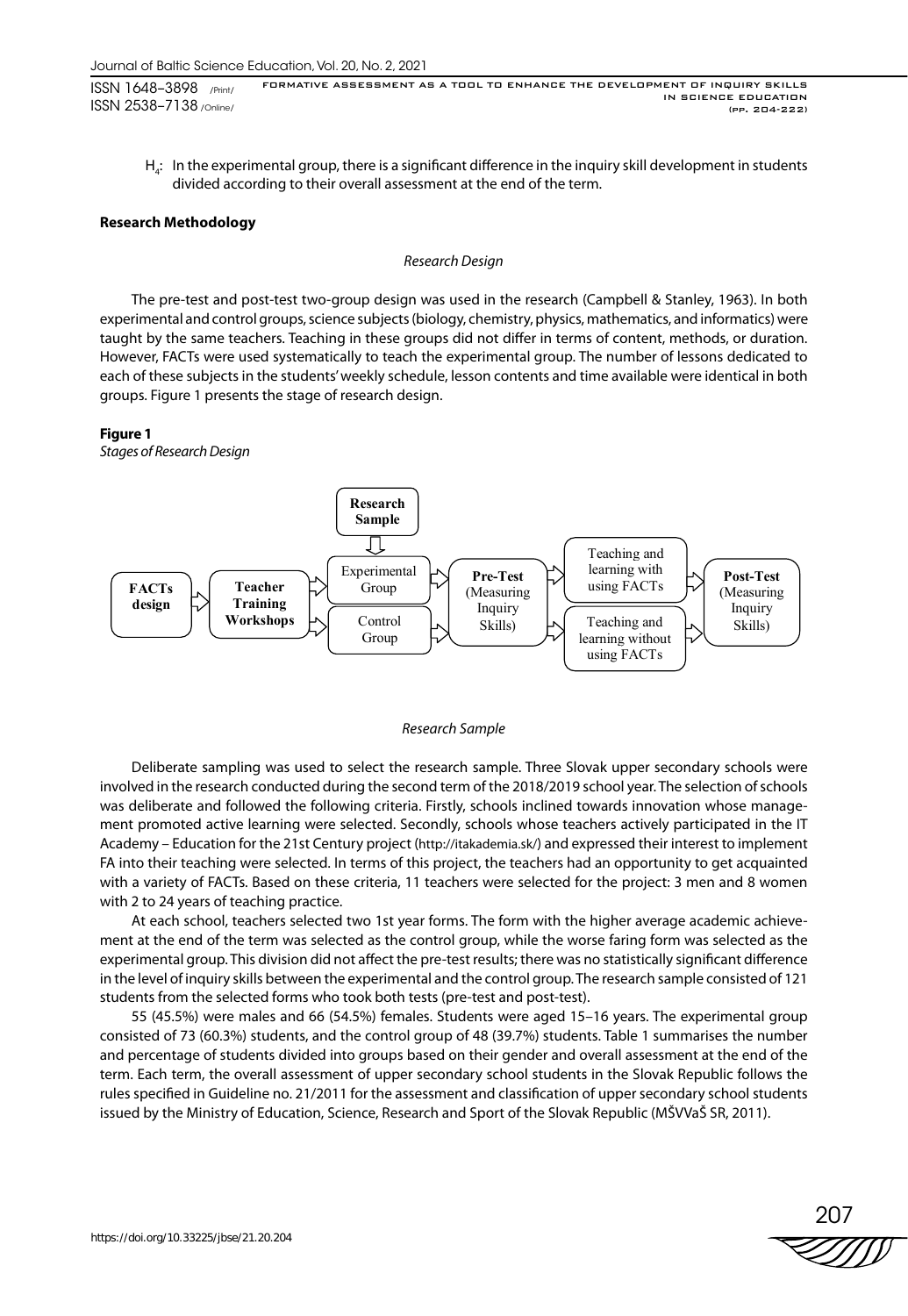$H_4$: In the experimental group, there is a significant difference in the inquiry skill development in students divided according to their overall assessment at the end of the term.

## Research Methodology

### *Research Design*

The pre-test and post-test two-group design was used in the research (Campbell & Stanley, 1963). In both experimental and control groups, science subjects (biology, chemistry, physics, mathematics, and informatics) were taught by the same teachers. Teaching in these groups did not differ in terms of content, methods, or duration. However, FACTs were used systematically to teach the experimental group. The number of lessons dedicated to each of these subjects in the students' weekly schedule, lesson contents and time available were identical in both groups. Figure 1 presents the stage of research design.

**Figure 1**
*Stages of Research Design*

Research Sample
FACTs design
Teacher Training Workshops
Experimental Group
Control Group
Pre-Test (Measuring Inquiry Skills)
Teaching and learning with using FACTs
Teaching and learning without using FACTs
Post-Test (Measuring Inquiry Skills)

### *Research Sample*

Deliberate sampling was used to select the research sample. Three Slovak upper secondary schools were involved in the research conducted during the second term of the 2018/2019 school year. The selection of schools was deliberate and followed the following criteria. Firstly, schools inclined towards innovation whose management promoted active learning were selected. Secondly, schools whose teachers actively participated in the IT Academy – Education for the 21st Century project (http://itakademia.sk/) and expressed their interest to implement FA into their teaching were selected. In terms of this project, the teachers had an opportunity to get acquainted with a variety of FACTs. Based on these criteria, 11 teachers were selected for the project: 3 men and 8 women with 2 to 24 years of teaching practice.

At each school, teachers selected two 1st year forms. The form with the higher average academic achievement at the end of the term was selected as the control group, while the worse faring form was selected as the experimental group. This division did not affect the pre-test results; there was no statistically significant difference in the level of inquiry skills between the experimental and the control group. The research sample consisted of 121 students from the selected forms who took both tests (pre-test and post-test).

55 (45.5%) were males and 66 (54.5%) females. Students were aged 15–16 years. The experimental group consisted of 73 (60.3%) students, and the control group of 48 (39.7%) students. Table 1 summarises the number and percentage of students divided into groups based on their gender and overall assessment at the end of the term. Each term, the overall assessment of upper secondary school students in the Slovak Republic follows the rules specified in Guideline no. 21/2011 for the assessment and classification of upper secondary school students issued by the Ministry of Education, Science, Research and Sport of the Slovak Republic (MŠVVaŠ SR, 2011).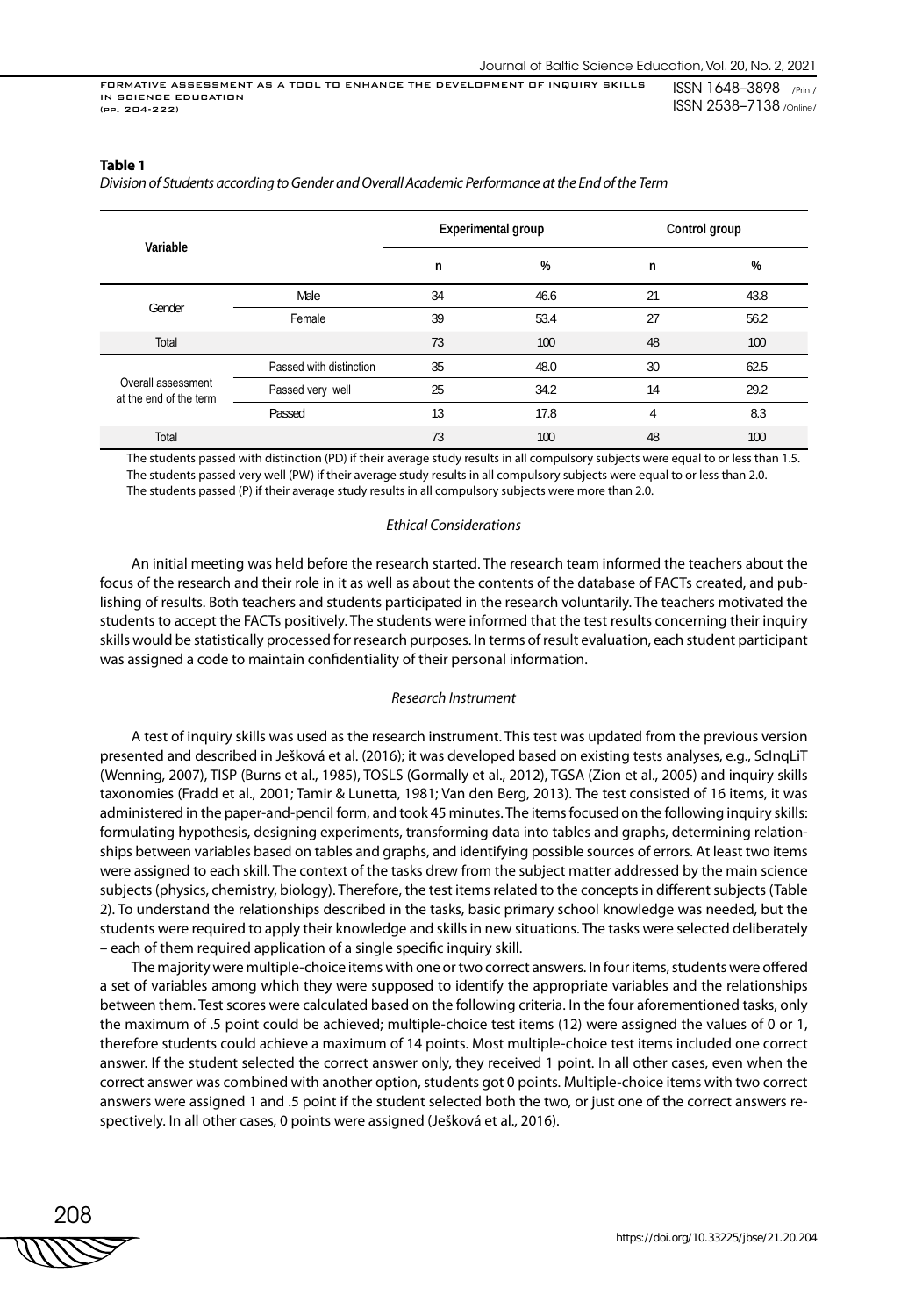**Table 1**

*Division of Students according to Gender and Overall Academic Performance at the End of the Term*

| Variable | | Experimental group | | Control group | |
|---|---|---|---|---|---|
| | | n | % | n | % |
| Gender | Male | 34 | 46.6 | 21 | 43.8 |
| | Female | 39 | 53.4 | 27 | 56.2 |
| Total | | 73 | 100 | 48 | 100 |
| Overall assessment at the end of the term | Passed with distinction | 35 | 48.0 | 30 | 62.5 |
| | Passed very well | 25 | 34.2 | 14 | 29.2 |
| | Passed | 13 | 17.8 | 4 | 8.3 |
| Total | | 73 | 100 | 48 | 100 |

The students passed with distinction (PD) if their average study results in all compulsory subjects were equal to or less than 1.5.
The students passed very well (PW) if their average study results in all compulsory subjects were equal to or less than 2.0.
The students passed (P) if their average study results in all compulsory subjects were more than 2.0.

*Ethical Considerations*

An initial meeting was held before the research started. The research team informed the teachers about the focus of the research and their role in it as well as about the contents of the database of FACTs created, and publishing of results. Both teachers and students participated in the research voluntarily. The teachers motivated the students to accept the FACTs positively. The students were informed that the test results concerning their inquiry skills would be statistically processed for research purposes. In terms of result evaluation, each student participant was assigned a code to maintain confidentiality of their personal information.

*Research Instrument*

A test of inquiry skills was used as the research instrument. This test was updated from the previous version presented and described in Ješková et al. (2016); it was developed based on existing tests analyses, e.g., ScInqLiT (Wenning, 2007), TISP (Burns et al., 1985), TOSLS (Gormally et al., 2012), TGSA (Zion et al., 2005) and inquiry skills taxonomies (Fradd et al., 2001; Tamir & Lunetta, 1981; Van den Berg, 2013). The test consisted of 16 items, it was administered in the paper-and-pencil form, and took 45 minutes. The items focused on the following inquiry skills: formulating hypothesis, designing experiments, transforming data into tables and graphs, determining relationships between variables based on tables and graphs, and identifying possible sources of errors. At least two items were assigned to each skill. The context of the tasks drew from the subject matter addressed by the main science subjects (physics, chemistry, biology). Therefore, the test items related to the concepts in different subjects (Table 2). To understand the relationships described in the tasks, basic primary school knowledge was needed, but the students were required to apply their knowledge and skills in new situations. The tasks were selected deliberately – each of them required application of a single specific inquiry skill.

The majority were multiple-choice items with one or two correct answers. In four items, students were offered a set of variables among which they were supposed to identify the appropriate variables and the relationships between them. Test scores were calculated based on the following criteria. In the four aforementioned tasks, only the maximum of .5 point could be achieved; multiple-choice test items (12) were assigned the values of 0 or 1, therefore students could achieve a maximum of 14 points. Most multiple-choice test items included one correct answer. If the student selected the correct answer only, they received 1 point. In all other cases, even when the correct answer was combined with another option, students got 0 points. Multiple-choice items with two correct answers were assigned 1 and .5 point if the student selected both the two, or just one of the correct answers respectively. In all other cases, 0 points were assigned (Ješková et al., 2016).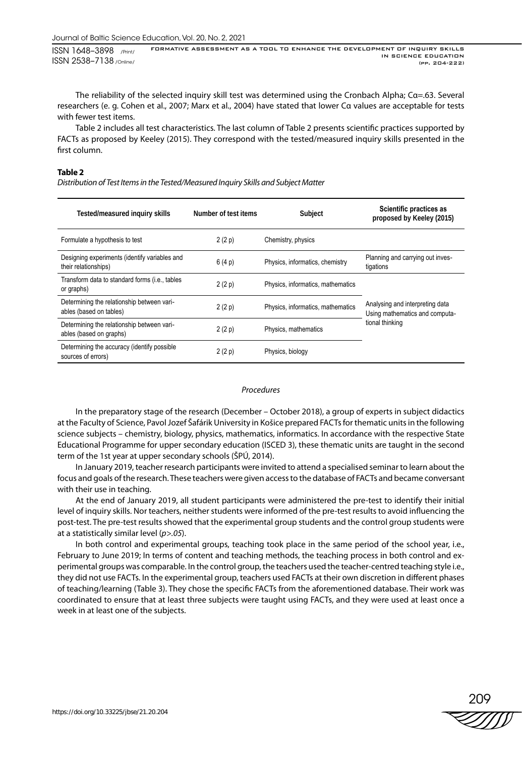The reliability of the selected inquiry skill test was determined using the Cronbach Alpha; Cα=.63. Several researchers (e. g. Cohen et al., 2007; Marx et al., 2004) have stated that lower Cα values are acceptable for tests with fewer test items.

Table 2 includes all test characteristics. The last column of Table 2 presents scientific practices supported by FACTs as proposed by Keeley (2015). They correspond with the tested/measured inquiry skills presented in the first column.

**Table 2**

*Distribution of Test Items in the Tested/Measured Inquiry Skills and Subject Matter*

| Tested/measured inquiry skills | Number of test items | Subject | Scientific practices as proposed by Keeley (2015) |
|---|---|---|---|
| Formulate a hypothesis to test | 2 (2 p) | Chemistry, physics | |
| Designing experiments (identify variables and their relationships) | 6 (4 p) | Physics, informatics, chemistry | Planning and carrying out investigations |
| Transform data to standard forms (i.e., tables or graphs) | 2 (2 p) | Physics, informatics, mathematics | Analysing and interpreting data Using mathematics and computational thinking |
| Determining the relationship between variables (based on tables) | 2 (2 p) | Physics, informatics, mathematics | |
| Determining the relationship between variables (based on graphs) | 2 (2 p) | Physics, mathematics | |
| Determining the accuracy (identify possible sources of errors) | 2 (2 p) | Physics, biology | |

*Procedures*

In the preparatory stage of the research (December – October 2018), a group of experts in subject didactics at the Faculty of Science, Pavol Jozef Šafárik University in Košice prepared FACTs for thematic units in the following science subjects – chemistry, biology, physics, mathematics, informatics. In accordance with the respective State Educational Programme for upper secondary education (ISCED 3), these thematic units are taught in the second term of the 1st year at upper secondary schools (ŠPÚ, 2014).

In January 2019, teacher research participants were invited to attend a specialised seminar to learn about the focus and goals of the research. These teachers were given access to the database of FACTs and became conversant with their use in teaching.

At the end of January 2019, all student participants were administered the pre-test to identify their initial level of inquiry skills. Nor teachers, neither students were informed of the pre-test results to avoid influencing the post-test. The pre-test results showed that the experimental group students and the control group students were at a statistically similar level ($p>.05$).

In both control and experimental groups, teaching took place in the same period of the school year, i.e., February to June 2019; In terms of content and teaching methods, the teaching process in both control and experimental groups was comparable. In the control group, the teachers used the teacher-centred teaching style i.e., they did not use FACTs. In the experimental group, teachers used FACTs at their own discretion in different phases of teaching/learning (Table 3). They chose the specific FACTs from the aforementioned database. Their work was coordinated to ensure that at least three subjects were taught using FACTs, and they were used at least once a week in at least one of the subjects.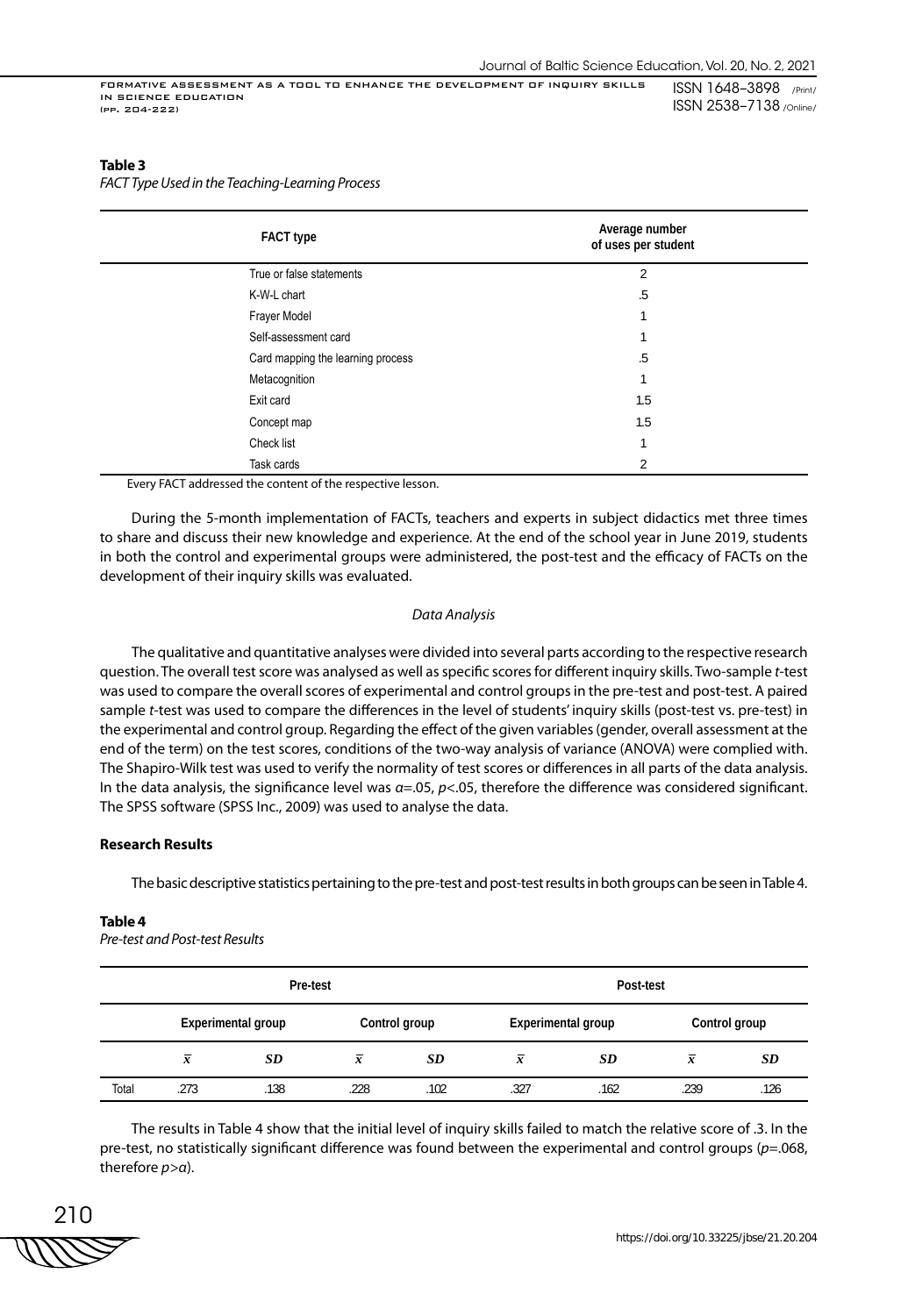**Table 3**

*FACT Type Used in the Teaching-Learning Process*

| FACT type | Average number of uses per student |
|---|---|
| True or false statements | 2 |
| K-W-L chart | .5 |
| Frayer Model | 1 |
| Self-assessment card | 1 |
| Card mapping the learning process | .5 |
| Metacognition | 1 |
| Exit card | 1.5 |
| Concept map | 1.5 |
| Check list | 1 |
| Task cards | 2 |

Every FACT addressed the content of the respective lesson.

During the 5-month implementation of FACTs, teachers and experts in subject didactics met three times to share and discuss their new knowledge and experience. At the end of the school year in June 2019, students in both the control and experimental groups were administered, the post-test and the efficacy of FACTs on the development of their inquiry skills was evaluated.

### *Data Analysis*

The qualitative and quantitative analyses were divided into several parts according to the respective research question. The overall test score was analysed as well as specific scores for different inquiry skills. Two-sample *t*-test was used to compare the overall scores of experimental and control groups in the pre-test and post-test. A paired sample *t*-test was used to compare the differences in the level of students' inquiry skills (post-test vs. pre-test) in the experimental and control group. Regarding the effect of the given variables (gender, overall assessment at the end of the term) on the test scores, conditions of the two-way analysis of variance (ANOVA) were complied with. The Shapiro-Wilk test was used to verify the normality of test scores or differences in all parts of the data analysis. In the data analysis, the significance level was $\alpha$=.05, $p$<.05, therefore the difference was considered significant. The SPSS software (SPSS Inc., 2009) was used to analyse the data.

## **Research Results**

The basic descriptive statistics pertaining to the pre-test and post-test results in both groups can be seen in Table 4.

**Table 4**

*Pre-test and Post-test Results*

| | Pre-test | | | | Post-test | | | |
|---|---|---|---|---|---|---|---|---|
| | Experimental group | | Control group | | Experimental group | | Control group | |
| | $\bar{x}$ | *SD* | $\bar{x}$ | *SD* | $\bar{x}$ | *SD* | $\bar{x}$ | *SD* |
| Total | .273 | .138 | .228 | .102 | .327 | .162 | .239 | .126 |

The results in Table 4 show that the initial level of inquiry skills failed to match the relative score of .3. In the pre-test, no statistically significant difference was found between the experimental and control groups ($p$=.068, therefore $p$>$\alpha$).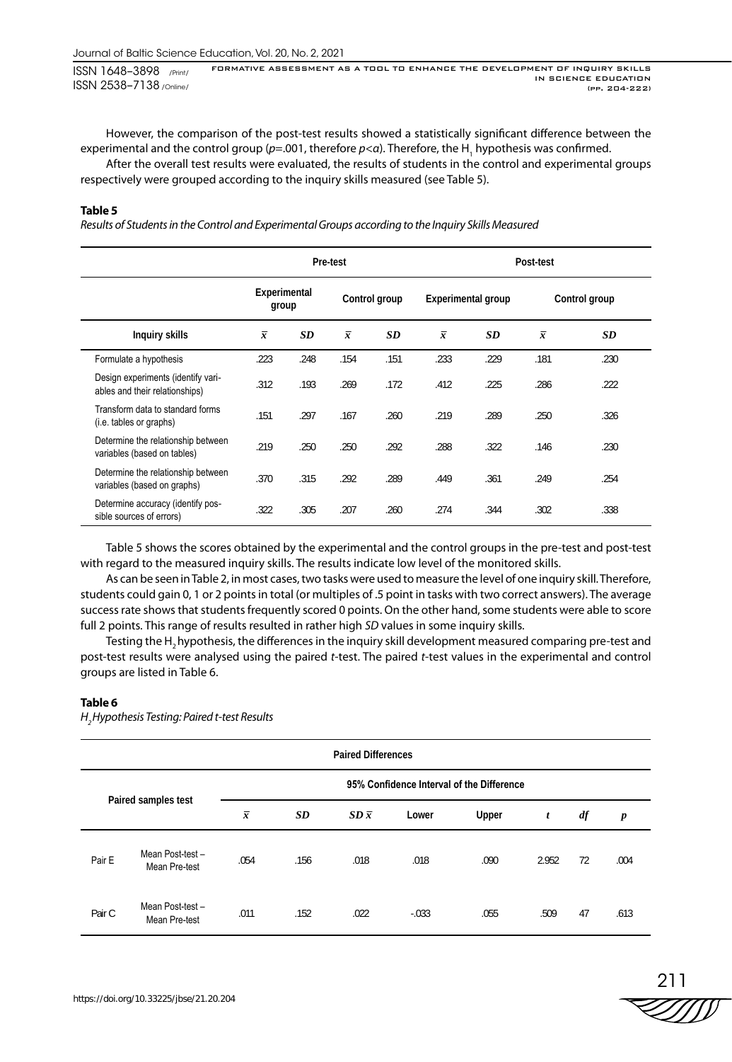However, the comparison of the post-test results showed a statistically significant difference between the experimental and the control group ($p$=.001, therefore $p$<$\alpha$). Therefore, the $H_1$ hypothesis was confirmed.

After the overall test results were evaluated, the results of students in the control and experimental groups respectively were grouped according to the inquiry skills measured (see Table 5).

**Table 5**

*Results of Students in the Control and Experimental Groups according to the Inquiry Skills Measured*

| | Pre-test | | | | Post-test | | | |
|---|---|---|---|---|---|---|---|---|
| | Experimental group | | Control group | | Experimental group | | Control group | |
| Inquiry skills | $\bar{x}$ | *SD* | $\bar{x}$ | *SD* | $\bar{x}$ | *SD* | $\bar{x}$ | *SD* |
| Formulate a hypothesis | .223 | .248 | .154 | .151 | .233 | .229 | .181 | .230 |
| Design experiments (identify variables and their relationships) | .312 | .193 | .269 | .172 | .412 | .225 | .286 | .222 |
| Transform data to standard forms (i.e. tables or graphs) | .151 | .297 | .167 | .260 | .219 | .289 | .250 | .326 |
| Determine the relationship between variables (based on tables) | .219 | .250 | .250 | .292 | .288 | .322 | .146 | .230 |
| Determine the relationship between variables (based on graphs) | .370 | .315 | .292 | .289 | .449 | .361 | .249 | .254 |
| Determine accuracy (identify possible sources of errors) | .322 | .305 | .207 | .260 | .274 | .344 | .302 | .338 |

Table 5 shows the scores obtained by the experimental and the control groups in the pre-test and post-test with regard to the measured inquiry skills. The results indicate low level of the monitored skills.

As can be seen in Table 2, in most cases, two tasks were used to measure the level of one inquiry skill. Therefore, students could gain 0, 1 or 2 points in total (or multiples of .5 point in tasks with two correct answers). The average success rate shows that students frequently scored 0 points. On the other hand, some students were able to score full 2 points. This range of results resulted in rather high *SD* values in some inquiry skills.

Testing the $H_2$ hypothesis, the differences in the inquiry skill development measured comparing pre-test and post-test results were analysed using the paired *t*-test. The paired *t*-test values in the experimental and control groups are listed in Table 6.

**Table 6**

*$H_2$ Hypothesis Testing: Paired t-test Results*

| Paired samples test | | Paired Differences | | | | | | | |
|---|---|---|---|---|---|---|---|---|---|
| | | | | | 95% Confidence Interval of the Difference | | | | |
| | | $\bar{x}$ | *SD* | *SD* $\bar{x}$ | Lower | Upper | *t* | *df* | *p* |
| Pair E | Mean Post-test – Mean Pre-test | .054 | .156 | .018 | .018 | .090 | 2.952 | 72 | .004 |
| Pair C | Mean Post-test – Mean Pre-test | .011 | .152 | .022 | -.033 | .055 | .509 | 47 | .613 |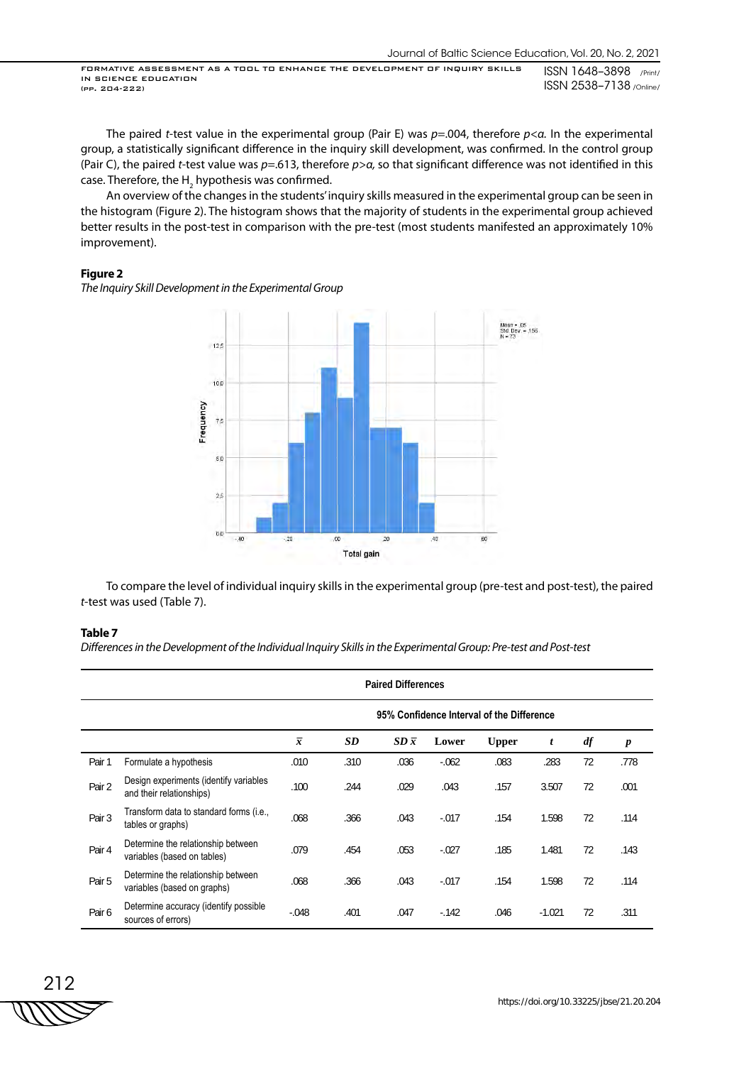The paired *t*-test value in the experimental group (Pair E) was $p$=.004, therefore $p<\alpha$. In the experimental group, a statistically significant difference in the inquiry skill development, was confirmed. In the control group (Pair C), the paired *t*-test value was $p$=.613, therefore $p>\alpha$, so that significant difference was not identified in this case. Therefore, the $H_2$ hypothesis was confirmed.

An overview of the changes in the students' inquiry skills measured in the experimental group can be seen in the histogram (Figure 2). The histogram shows that the majority of students in the experimental group achieved better results in the post-test in comparison with the pre-test (most students manifested an approximately 10% improvement).

**Figure 2**

*The Inquiry Skill Development in the Experimental Group*

Mean = .05
Std. Dev. = .156
N = 73

Frequency

12.5
10.0
7.5
5.0
2.5
0.0

-.40
-.20
.00
.20
.40
.60

Total gain

To compare the level of individual inquiry skills in the experimental group (pre-test and post-test), the paired *t*-test was used (Table 7).

**Table 7**

*Differences in the Development of the Individual Inquiry Skills in the Experimental Group: Pre-test and Post-test*

| | | Paired Differences | | | | | | | |
|---|---|---|---|---|---|---|---|---|---|
| | | | | | 95% Confidence Interval of the Difference | | | | |
| | | $\bar{x}$ | *SD* | *SD* $\bar{x}$ | Lower | Upper | *t* | *df* | *p* |
| Pair 1 | Formulate a hypothesis | .010 | .310 | .036 | -.062 | .083 | .283 | 72 | .778 |
| Pair 2 | Design experiments (identify variables and their relationships) | .100 | .244 | .029 | .043 | .157 | 3.507 | 72 | .001 |
| Pair 3 | Transform data to standard forms (i.e., tables or graphs) | .068 | .366 | .043 | -.017 | .154 | 1.598 | 72 | .114 |
| Pair 4 | Determine the relationship between variables (based on tables) | .079 | .454 | .053 | -.027 | .185 | 1.481 | 72 | .143 |
| Pair 5 | Determine the relationship between variables (based on graphs) | .068 | .366 | .043 | -.017 | .154 | 1.598 | 72 | .114 |
| Pair 6 | Determine accuracy (identify possible sources of errors) | -.048 | .401 | .047 | -.142 | .046 | -1.021 | 72 | .311 |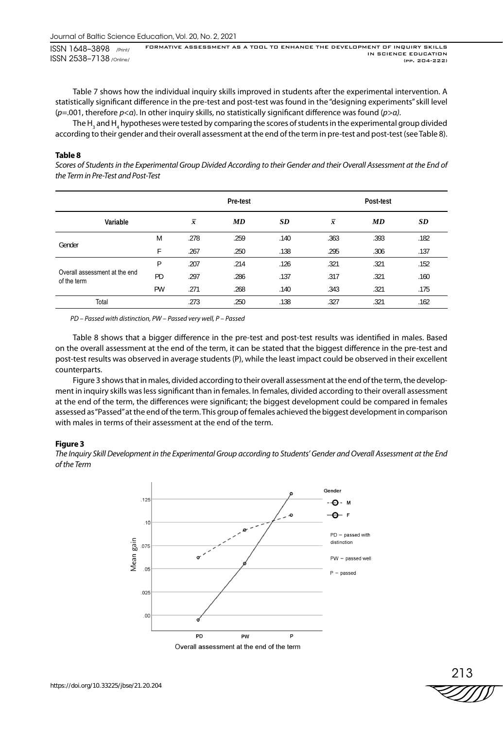Table 7 shows how the individual inquiry skills improved in students after the experimental intervention. A statistically significant difference in the pre-test and post-test was found in the "designing experiments" skill level ($p$=.001, therefore $p<\alpha$). In other inquiry skills, no statistically significant difference was found ($p>\alpha$).

The $H_3$ and $H_4$ hypotheses were tested by comparing the scores of students in the experimental group divided according to their gender and their overall assessment at the end of the term in pre-test and post-test (see Table 8).

**Table 8**

*Scores of Students in the Experimental Group Divided According to their Gender and their Overall Assessment at the End of the Term in Pre-Test and Post-Test*

| Variable | | Pre-test | | | Post-test | | |
|---|---|---|---|---|---|---|---|
| | | $\bar{x}$ | *MD* | *SD* | $\bar{x}$ | *MD* | *SD* |
| Gender | M | .278 | .259 | .140 | .363 | .393 | .182 |
| | F | .267 | .250 | .138 | .295 | .306 | .137 |
| Overall assessment at the end of the term | P | .207 | .214 | .126 | .321 | .321 | .152 |
| | PD | .297 | .286 | .137 | .317 | .321 | .160 |
| | PW | .271 | .268 | .140 | .343 | .321 | .175 |
| Total | | .273 | .250 | .138 | .327 | .321 | .162 |

*PD – Passed with distinction, PW – Passed very well, P – Passed*

Table 8 shows that a bigger difference in the pre-test and post-test results was identified in males. Based on the overall assessment at the end of the term, it can be stated that the biggest difference in the pre-test and post-test results was observed in average students (P), while the least impact could be observed in their excellent counterparts.

Figure 3 shows that in males, divided according to their overall assessment at the end of the term, the development in inquiry skills was less significant than in females. In females, divided according to their overall assessment at the end of the term, the differences were significant; the biggest development could be compared in females assessed as "Passed" at the end of the term. This group of females achieved the biggest development in comparison with males in terms of their assessment at the end of the term.

**Figure 3**

*The Inquiry Skill Development in the Experimental Group according to Students' Gender and Overall Assessment at the End of the Term*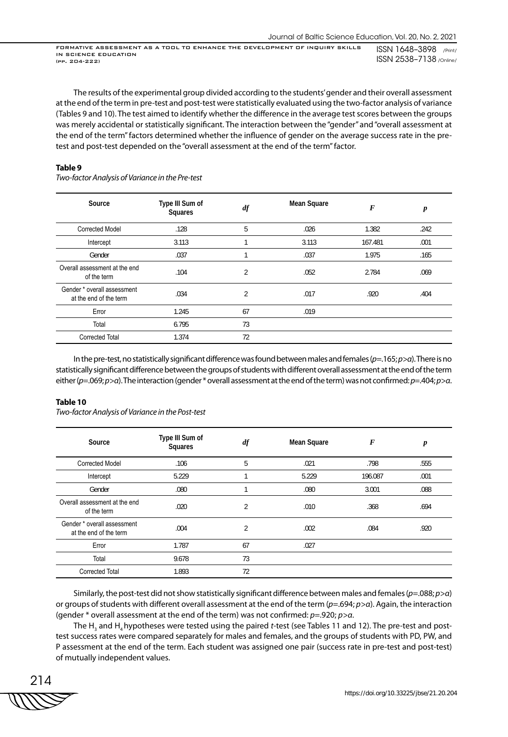The results of the experimental group divided according to the students' gender and their overall assessment at the end of the term in pre-test and post-test were statistically evaluated using the two-factor analysis of variance (Tables 9 and 10). The test aimed to identify whether the difference in the average test scores between the groups was merely accidental or statistically significant. The interaction between the "gender" and "overall assessment at the end of the term" factors determined whether the influence of gender on the average success rate in the pre-test and post-test depended on the "overall assessment at the end of the term" factor.

**Table 9**

*Two-factor Analysis of Variance in the Pre-test*

| Source | Type III Sum of Squares | *df* | Mean Square | *F* | *p* |
|---|---|---|---|---|---|
| Corrected Model | .128 | 5 | .026 | 1.382 | .242 |
| Intercept | 3.113 | 1 | 3.113 | 167.481 | .001 |
| Gender | .037 | 1 | .037 | 1.975 | .165 |
| Overall assessment at the end of the term | .104 | 2 | .052 | 2.784 | .069 |
| Gender * overall assessment at the end of the term | .034 | 2 | .017 | .920 | .404 |
| Error | 1.245 | 67 | .019 | | |
| Total | 6.795 | 73 | | | |
| Corrected Total | 1.374 | 72 | | | |

In the pre-test, no statistically significant difference was found between males and females ($p$=.165; $p>\alpha$). There is no statistically significant difference between the groups of students with different overall assessment at the end of the term either ($p$=.069; $p>\alpha$). The interaction (gender * overall assessment at the end of the term) was not confirmed: $p$=.404; $p>\alpha$.

**Table 10**

*Two-factor Analysis of Variance in the Post-test*

| Source | Type III Sum of Squares | *df* | Mean Square | *F* | *p* |
|---|---|---|---|---|---|
| Corrected Model | .106 | 5 | .021 | .798 | .555 |
| Intercept | 5.229 | 1 | 5.229 | 196.087 | .001 |
| Gender | .080 | 1 | .080 | 3.001 | .088 |
| Overall assessment at the end of the term | .020 | 2 | .010 | .368 | .694 |
| Gender * overall assessment at the end of the term | .004 | 2 | .002 | .084 | .920 |
| Error | 1.787 | 67 | .027 | | |
| Total | 9.678 | 73 | | | |
| Corrected Total | 1.893 | 72 | | | |

Similarly, the post-test did not show statistically significant difference between males and females ($p$=.088; $p>\alpha$) or groups of students with different overall assessment at the end of the term ($p$=.694; $p>\alpha$). Again, the interaction (gender * overall assessment at the end of the term) was not confirmed: $p$=.920; $p>\alpha$.

The $H_3$ and $H_4$ hypotheses were tested using the paired *t*-test (see Tables 11 and 12). The pre-test and post-test success rates were compared separately for males and females, and the groups of students with PD, PW, and P assessment at the end of the term. Each student was assigned one pair (success rate in pre-test and post-test) of mutually independent values.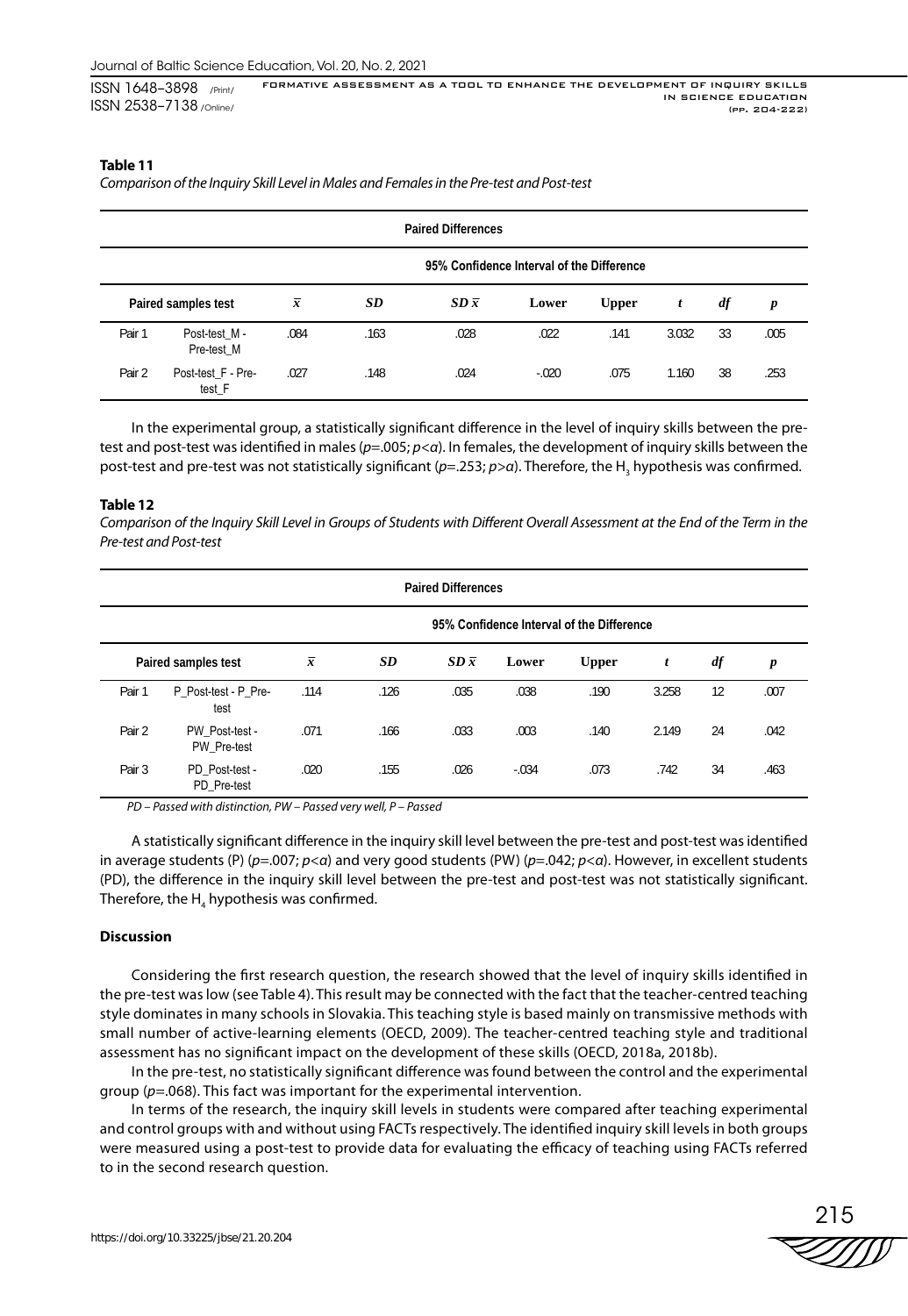**Table 11**

*Comparison of the Inquiry Skill Level in Males and Females in the Pre-test and Post-test*

| Paired samples test | | Paired Differences | | | | | | | |
|---|---|---|---|---|---|---|---|---|---|
| | | | | | 95% Confidence Interval of the Difference | | | | |
| | | $\bar{x}$ | *SD* | *SD* $\bar{x}$ | Lower | Upper | *t* | *df* | *p* |
| Pair 1 | Post-test_M - Pre-test_M | .084 | .163 | .028 | .022 | .141 | 3.032 | 33 | .005 |
| Pair 2 | Post-test_F - Pre-test_F | .027 | .148 | .024 | -.020 | .075 | 1.160 | 38 | .253 |

In the experimental group, a statistically significant difference in the level of inquiry skills between the pre-test and post-test was identified in males ($p$=.005; $p<\alpha$). In females, the development of inquiry skills between the post-test and pre-test was not statistically significant ($p$=.253; $p>\alpha$). Therefore, the $H_3$ hypothesis was confirmed.

**Table 12**

*Comparison of the Inquiry Skill Level in Groups of Students with Different Overall Assessment at the End of the Term in the Pre-test and Post-test*

| Paired samples test | | Paired Differences | | | | | | | |
|---|---|---|---|---|---|---|---|---|---|
| | | | | | 95% Confidence Interval of the Difference | | | | |
| | | $\bar{x}$ | *SD* | *SD* $\bar{x}$ | Lower | Upper | *t* | *df* | *p* |
| Pair 1 | P_Post-test - P_Pre-test | .114 | .126 | .035 | .038 | .190 | 3.258 | 12 | .007 |
| Pair 2 | PW_Post-test - PW_Pre-test | .071 | .166 | .033 | .003 | .140 | 2.149 | 24 | .042 |
| Pair 3 | PD_Post-test - PD_Pre-test | .020 | .155 | .026 | -.034 | .073 | .742 | 34 | .463 |

*PD – Passed with distinction, PW – Passed very well, P – Passed*

A statistically significant difference in the inquiry skill level between the pre-test and post-test was identified in average students (P) ($p$=.007; $p<\alpha$) and very good students (PW) ($p$=.042; $p<\alpha$). However, in excellent students (PD), the difference in the inquiry skill level between the pre-test and post-test was not statistically significant. Therefore, the $H_4$ hypothesis was confirmed.

**Discussion**

Considering the first research question, the research showed that the level of inquiry skills identified in the pre-test was low (see Table 4). This result may be connected with the fact that the teacher-centred teaching style dominates in many schools in Slovakia. This teaching style is based mainly on transmissive methods with small number of active-learning elements (OECD, 2009). The teacher-centred teaching style and traditional assessment has no significant impact on the development of these skills (OECD, 2018a, 2018b).

In the pre-test, no statistically significant difference was found between the control and the experimental group ($p$=.068). This fact was important for the experimental intervention.

In terms of the research, the inquiry skill levels in students were compared after teaching experimental and control groups with and without using FACTs respectively. The identified inquiry skill levels in both groups were measured using a post-test to provide data for evaluating the efficacy of teaching using FACTs referred to in the second research question.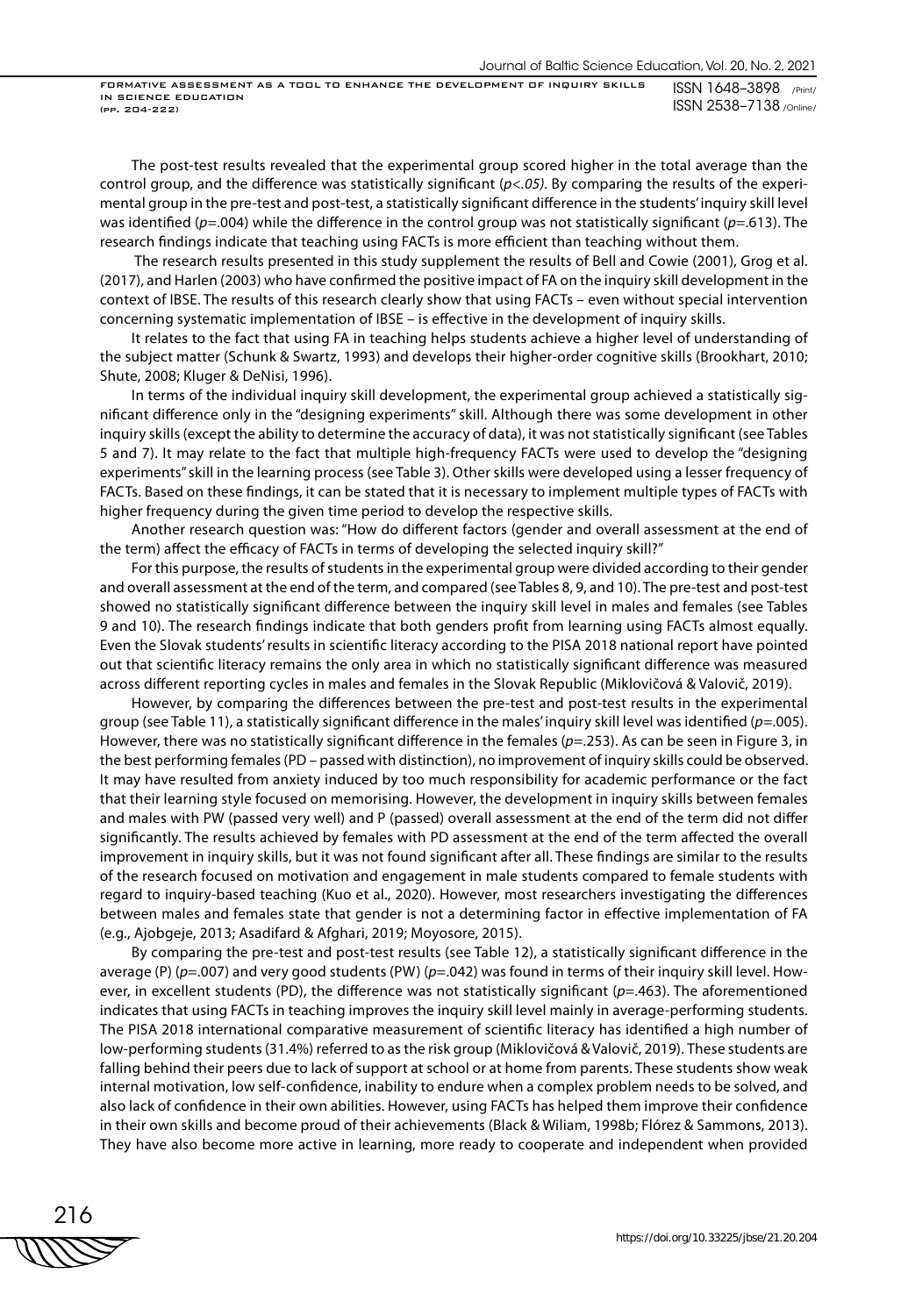The post-test results revealed that the experimental group scored higher in the total average than the control group, and the difference was statistically significant (*p<.05)*. By comparing the results of the experimental group in the pre-test and post-test, a statistically significant difference in the students' inquiry skill level was identified (*p*=.004) while the difference in the control group was not statistically significant (*p*=.613). The research findings indicate that teaching using FACTs is more efficient than teaching without them.

The research results presented in this study supplement the results of Bell and Cowie (2001), Grog et al. (2017), and Harlen (2003) who have confirmed the positive impact of FA on the inquiry skill development in the context of IBSE. The results of this research clearly show that using FACTs – even without special intervention concerning systematic implementation of IBSE – is effective in the development of inquiry skills.

It relates to the fact that using FA in teaching helps students achieve a higher level of understanding of the subject matter (Schunk & Swartz, 1993) and develops their higher-order cognitive skills (Brookhart, 2010; Shute, 2008; Kluger & DeNisi, 1996).

In terms of the individual inquiry skill development, the experimental group achieved a statistically significant difference only in the "designing experiments" skill. Although there was some development in other inquiry skills (except the ability to determine the accuracy of data), it was not statistically significant (see Tables 5 and 7). It may relate to the fact that multiple high-frequency FACTs were used to develop the "designing experiments" skill in the learning process (see Table 3). Other skills were developed using a lesser frequency of FACTs. Based on these findings, it can be stated that it is necessary to implement multiple types of FACTs with higher frequency during the given time period to develop the respective skills.

Another research question was: "How do different factors (gender and overall assessment at the end of the term) affect the efficacy of FACTs in terms of developing the selected inquiry skill?"

For this purpose, the results of students in the experimental group were divided according to their gender and overall assessment at the end of the term, and compared (see Tables 8, 9, and 10). The pre-test and post-test showed no statistically significant difference between the inquiry skill level in males and females (see Tables 9 and 10). The research findings indicate that both genders profit from learning using FACTs almost equally. Even the Slovak students' results in scientific literacy according to the PISA 2018 national report have pointed out that scientific literacy remains the only area in which no statistically significant difference was measured across different reporting cycles in males and females in the Slovak Republic (Miklovičová & Valovič, 2019).

However, by comparing the differences between the pre-test and post-test results in the experimental group (see Table 11), a statistically significant difference in the males' inquiry skill level was identified (*p*=.005). However, there was no statistically significant difference in the females (*p*=.253). As can be seen in Figure 3, in the best performing females (PD – passed with distinction), no improvement of inquiry skills could be observed. It may have resulted from anxiety induced by too much responsibility for academic performance or the fact that their learning style focused on memorising. However, the development in inquiry skills between females and males with PW (passed very well) and P (passed) overall assessment at the end of the term did not differ significantly. The results achieved by females with PD assessment at the end of the term affected the overall improvement in inquiry skills, but it was not found significant after all. These findings are similar to the results of the research focused on motivation and engagement in male students compared to female students with regard to inquiry-based teaching (Kuo et al., 2020). However, most researchers investigating the differences between males and females state that gender is not a determining factor in effective implementation of FA (e.g., Ajobgeje, 2013; Asadifard & Afghari, 2019; Moyosore, 2015).

By comparing the pre-test and post-test results (see Table 12), a statistically significant difference in the average (P) (*p*=.007) and very good students (PW) (*p*=.042) was found in terms of their inquiry skill level. However, in excellent students (PD), the difference was not statistically significant (*p*=.463). The aforementioned indicates that using FACTs in teaching improves the inquiry skill level mainly in average-performing students. The PISA 2018 international comparative measurement of scientific literacy has identified a high number of low-performing students (31.4%) referred to as the risk group (Miklovičová & Valovič, 2019). These students are falling behind their peers due to lack of support at school or at home from parents. These students show weak internal motivation, low self-confidence, inability to endure when a complex problem needs to be solved, and also lack of confidence in their own abilities. However, using FACTs has helped them improve their confidence in their own skills and become proud of their achievements (Black & Wiliam, 1998b; Flórez & Sammons, 2013). They have also become more active in learning, more ready to cooperate and independent when provided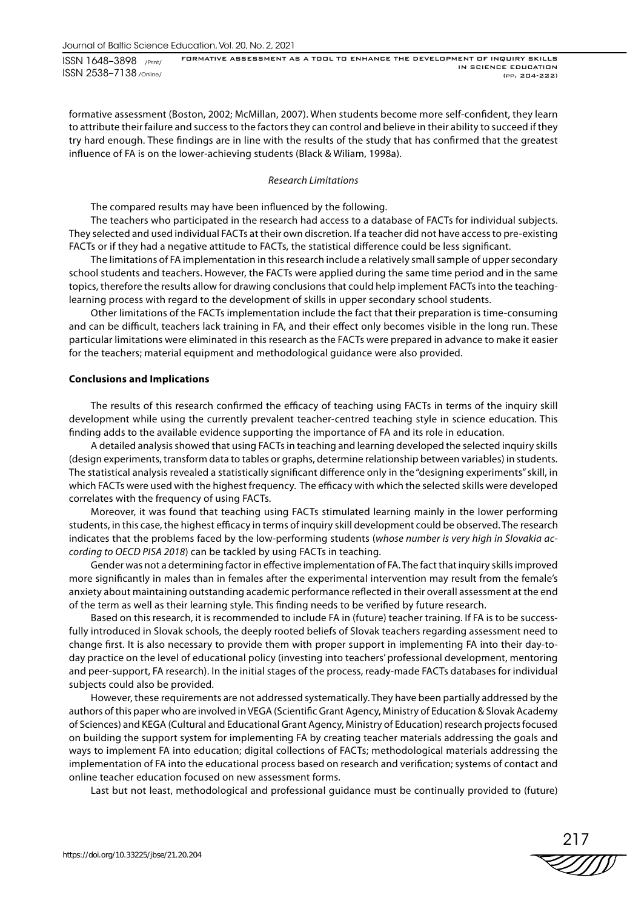formative assessment (Boston, 2002; McMillan, 2007). When students become more self-confident, they learn to attribute their failure and success to the factors they can control and believe in their ability to succeed if they try hard enough. These findings are in line with the results of the study that has confirmed that the greatest influence of FA is on the lower-achieving students (Black & Wiliam, 1998a).

*Research Limitations*

The compared results may have been influenced by the following.

The teachers who participated in the research had access to a database of FACTs for individual subjects. They selected and used individual FACTs at their own discretion. If a teacher did not have access to pre-existing FACTs or if they had a negative attitude to FACTs, the statistical difference could be less significant.

The limitations of FA implementation in this research include a relatively small sample of upper secondary school students and teachers. However, the FACTs were applied during the same time period and in the same topics, therefore the results allow for drawing conclusions that could help implement FACTs into the teaching-learning process with regard to the development of skills in upper secondary school students.

Other limitations of the FACTs implementation include the fact that their preparation is time-consuming and can be difficult, teachers lack training in FA, and their effect only becomes visible in the long run. These particular limitations were eliminated in this research as the FACTs were prepared in advance to make it easier for the teachers; material equipment and methodological guidance were also provided.

## Conclusions and Implications

The results of this research confirmed the efficacy of teaching using FACTs in terms of the inquiry skill development while using the currently prevalent teacher-centred teaching style in science education. This finding adds to the available evidence supporting the importance of FA and its role in education.

A detailed analysis showed that using FACTs in teaching and learning developed the selected inquiry skills (design experiments, transform data to tables or graphs, determine relationship between variables) in students. The statistical analysis revealed a statistically significant difference only in the "designing experiments" skill, in which FACTs were used with the highest frequency. The efficacy with which the selected skills were developed correlates with the frequency of using FACTs.

Moreover, it was found that teaching using FACTs stimulated learning mainly in the lower performing students, in this case, the highest efficacy in terms of inquiry skill development could be observed. The research indicates that the problems faced by the low-performing students (*whose number is very high in Slovakia according to OECD PISA 2018*) can be tackled by using FACTs in teaching.

Gender was not a determining factor in effective implementation of FA. The fact that inquiry skills improved more significantly in males than in females after the experimental intervention may result from the female's anxiety about maintaining outstanding academic performance reflected in their overall assessment at the end of the term as well as their learning style. This finding needs to be verified by future research.

Based on this research, it is recommended to include FA in (future) teacher training. If FA is to be successfully introduced in Slovak schools, the deeply rooted beliefs of Slovak teachers regarding assessment need to change first. It is also necessary to provide them with proper support in implementing FA into their day-to-day practice on the level of educational policy (investing into teachers' professional development, mentoring and peer-support, FA research). In the initial stages of the process, ready-made FACTs databases for individual subjects could also be provided.

However, these requirements are not addressed systematically. They have been partially addressed by the authors of this paper who are involved in VEGA (Scientific Grant Agency, Ministry of Education & Slovak Academy of Sciences) and KEGA (Cultural and Educational Grant Agency, Ministry of Education) research projects focused on building the support system for implementing FA by creating teacher materials addressing the goals and ways to implement FA into education; digital collections of FACTs; methodological materials addressing the implementation of FA into the educational process based on research and verification; systems of contact and online teacher education focused on new assessment forms.

Last but not least, methodological and professional guidance must be continually provided to (future)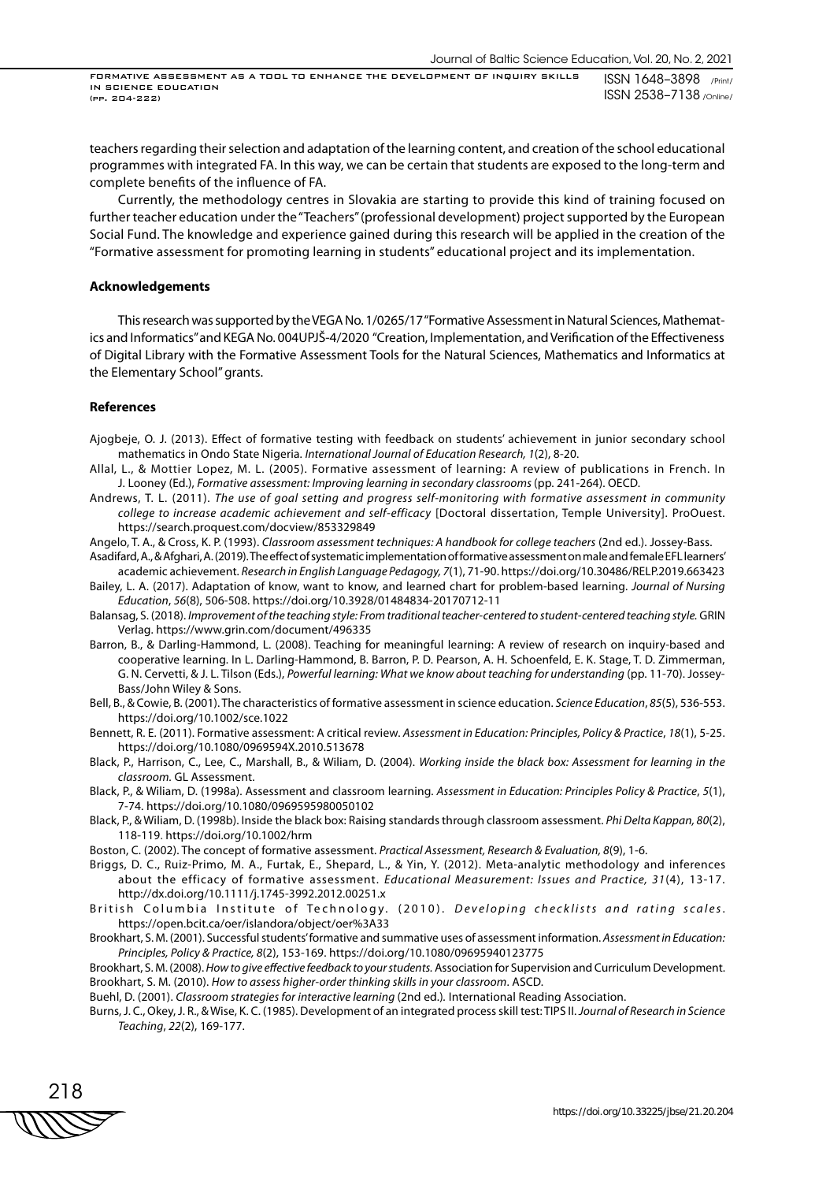teachers regarding their selection and adaptation of the learning content, and creation of the school educational programmes with integrated FA. In this way, we can be certain that students are exposed to the long-term and complete benefits of the influence of FA.

Currently, the methodology centres in Slovakia are starting to provide this kind of training focused on further teacher education under the "Teachers" (professional development) project supported by the European Social Fund. The knowledge and experience gained during this research will be applied in the creation of the "Formative assessment for promoting learning in students" educational project and its implementation.

## Acknowledgements

This research was supported by the VEGA No. 1/0265/17 "Formative Assessment in Natural Sciences, Mathematics and Informatics" and KEGA No. 004UPJŠ-4/2020 "Creation, Implementation, and Verification of the Effectiveness of Digital Library with the Formative Assessment Tools for the Natural Sciences, Mathematics and Informatics at the Elementary School" grants.

## References

Ajogbeje, O. J. (2013). Effect of formative testing with feedback on students' achievement in junior secondary school mathematics in Ondo State Nigeria. *International Journal of Education Research, 1*(2), 8-20.

Allal, L., & Mottier Lopez, M. L. (2005). Formative assessment of learning: A review of publications in French. In J. Looney (Ed.), *Formative assessment: Improving learning in secondary classrooms* (pp. 241-264). OECD.

Andrews, T. L. (2011). *The use of goal setting and progress self-monitoring with formative assessment in community college to increase academic achievement and self-efficacy* [Doctoral dissertation, Temple University]. ProOuest. https://search.proquest.com/docview/853329849

Angelo, T. A., & Cross, K. P. (1993). *Classroom assessment techniques: A handbook for college teachers* (2nd ed.). Jossey-Bass.

Asadifard, A., & Afghari, A. (2019). The effect of systematic implementation of formative assessment on male and female EFL learners' academic achievement. *Research in English Language Pedagogy, 7*(1), 71-90. https://doi.org/10.30486/RELP.2019.663423

Bailey, L. A. (2017). Adaptation of know, want to know, and learned chart for problem-based learning. *Journal of Nursing Education*, *56*(8), 506-508. https://doi.org/10.3928/01484834-20170712-11

Balansag, S. (2018). *Improvement of the teaching style: From traditional teacher-centered to student-centered teaching style.* GRIN Verlag. https://www.grin.com/document/496335

Barron, B., & Darling-Hammond, L. (2008). Teaching for meaningful learning: A review of research on inquiry-based and cooperative learning. In L. Darling-Hammond, B. Barron, P. D. Pearson, A. H. Schoenfeld, E. K. Stage, T. D. Zimmerman, G. N. Cervetti, & J. L. Tilson (Eds.), *Powerful learning: What we know about teaching for understanding* (pp. 11-70). Jossey-Bass/John Wiley & Sons.

Bell, B., & Cowie, B. (2001). The characteristics of formative assessment in science education. *Science Education*, *85*(5), 536-553. https://doi.org/10.1002/sce.1022

Bennett, R. E. (2011). Formative assessment: A critical review. *Assessment in Education: Principles, Policy & Practice*, *18*(1), 5-25. https://doi.org/10.1080/0969594X.2010.513678

Black, P., Harrison, C., Lee, C., Marshall, B., & Wiliam, D. (2004). *Working inside the black box: Assessment for learning in the classroom.* GL Assessment.

Black, P., & Wiliam, D. (1998a). Assessment and classroom learning. *Assessment in Education: Principles Policy & Practice*, *5*(1), 7-74. https://doi.org/10.1080/0969595980050102

Black, P., & Wiliam, D. (1998b). Inside the black box: Raising standards through classroom assessment. *Phi Delta Kappan, 80*(2), 118-119. https://doi.org/10.1002/hrm

Boston, C. (2002). The concept of formative assessment. *Practical Assessment, Research & Evaluation, 8*(9), 1-6.

Briggs, D. C., Ruiz-Primo, M. A., Furtak, E., Shepard, L., & Yin, Y. (2012). Meta-analytic methodology and inferences about the efficacy of formative assessment. *Educational Measurement: Issues and Practice, 31*(4), 13-17. http://dx.doi.org/10.1111/j.1745-3992.2012.00251.x

British Columbia Institute of Technology. (2010). *Developing checklists and rating scales*. https://open.bcit.ca/oer/islandora/object/oer%3A33

Brookhart, S. M. (2001). Successful students' formative and summative uses of assessment information. *Assessment in Education: Principles, Policy & Practice, 8*(2), 153-169. https://doi.org/10.1080/09695940123775

Brookhart, S. M. (2008). *How to give effective feedback to your students.* Association for Supervision and Curriculum Development.

Brookhart, S. M. (2010). *How to assess higher-order thinking skills in your classroom*. ASCD.

Buehl, D. (2001). *Classroom strategies for interactive learning* (2nd ed.). International Reading Association.

Burns, J. C., Okey, J. R., & Wise, K. C. (1985). Development of an integrated process skill test: TIPS II. *Journal of Research in Science Teaching*, *22*(2), 169-177.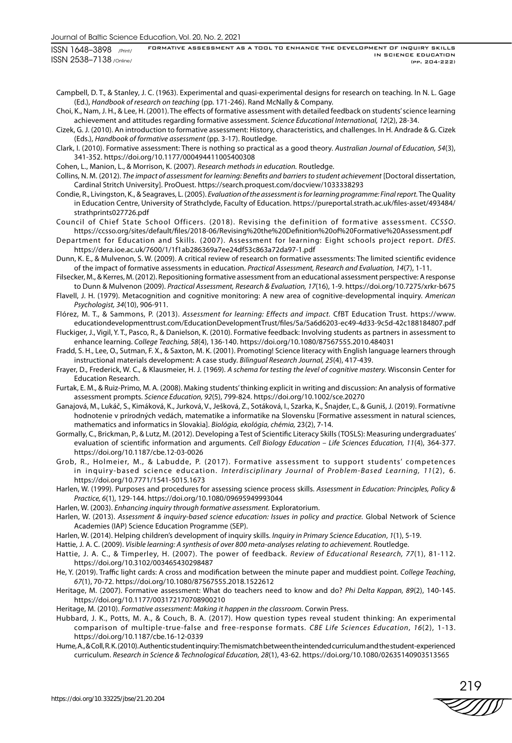Campbell, D. T., & Stanley, J. C. (1963). Experimental and quasi-experimental designs for research on teaching. In N. L. Gage (Ed.), *Handbook of research on teaching* (pp. 171-246). Rand McNally & Company.

Choi, K., Nam, J. H., & Lee, H. (2001). The effects of formative assessment with detailed feedback on students' science learning achievement and attitudes regarding formative assessment. *Science Educational International, 12*(2), 28-34.

Cizek, G. J. (2010). An introduction to formative assessment: History, characteristics, and challenges. In H. Andrade & G. Cizek (Eds.), *Handbook of formative assessment* (pp. 3-17). Routledge.

Clark, I. (2010). Formative assessment: There is nothing so practical as a good theory. *Australian Journal of Education, 54*(3), 341-352. https://doi.org/10.1177/000494411005400308

Cohen, L., Manion, L., & Morrison, K. (2007). *Research methods in education.* Routledge.

Collins, N. M. (2012). *The impact of assessment for learning: Benefits and barriers to student achievement* [Doctoral dissertation, Cardinal Stritch University]. ProOuest. https://search.proquest.com/docview/1033338293

Condie, R., Livingston, K., & Seagraves, L. (2005). *Evaluation of the assessment is for learning programme: Final report.* The Quality in Education Centre, University of Strathclyde, Faculty of Education. https://pureportal.strath.ac.uk/files-asset/493484/strathprints027726.pdf

Council of Chief State School Officers. (2018). Revising the definition of formative assessment. *CCSSO*. https://ccsso.org/sites/default/files/2018-06/Revising%20the%20Definition%20of%20Formative%20Assessment.pdf

Department for Education and Skills. (2007). Assessment for learning: Eight schools project report. *DfES*. https://dera.ioe.ac.uk/7600/1/1f1ab286369a7ee24df53c863a72da97-1.pdf

Dunn, K. E., & Mulvenon, S. W. (2009). A critical review of research on formative assessments: The limited scientific evidence of the impact of formative assessments in education. *Practical Assessment, Research and Evaluation, 14*(7), 1-11.

Filsecker, M., & Kerres, M. (2012). Repositioning formative assessment from an educational assessment perspective: A response to Dunn & Mulvenon (2009). *Practical Assessment, Research & Evaluation, 17*(16), 1-9. https://doi.org/10.7275/xrkr-b675

Flavell, J. H. (1979). Metacognition and cognitive monitoring: A new area of cognitive-developmental inquiry. *American Psychologist, 34*(10), 906-911.

Flórez, M. T., & Sammons, P. (2013). *Assessment for learning: Effects and impact.* CfBT Education Trust. https://www.educationdevelopmenttrust.com/EducationDevelopmentTrust/files/5a/5a6d6203-ec49-4d33-9c5d-42c188184807.pdf

Fluckiger, J., Vigil, Y. T., Pasco, R., & Danielson, K. (2010). Formative feedback: Involving students as partners in assessment to enhance learning. *College Teaching, 58*(4), 136-140. https://doi.org/10.1080/87567555.2010.484031

Fradd, S. H., Lee, O., Sutman, F. X., & Saxton, M. K. (2001). Promoting! Science literacy with English language learners through instructional materials development: A case study. *Bilingual Research Journal, 25*(4), 417-439.

Frayer, D., Frederick, W. C., & Klausmeier, H. J. (1969). *A schema for testing the level of cognitive mastery.* Wisconsin Center for Education Research.

Furtak, E. M., & Ruiz-Primo, M. A. (2008). Making students' thinking explicit in writing and discussion: An analysis of formative assessment prompts. *Science Education, 92*(5), 799-824. https://doi.org/10.1002/sce.20270

Ganajová, M., Lukáč, S., Kimáková, K., Jurková, V., Ješková, Z., Sotáková, I., Szarka, K., Šnajder, Ľ., & Guniš, J. (2019). Formatívne hodnotenie v prírodných vedách, matematike a informatike na Slovensku [Formative assessment in natural sciences, mathematics and informatics in Slovakia]. *Biológia, ekológia, chémia,* 23(2), 7-14.

Gormally, C., Brickman, P., & Lutz, M. (2012). Developing a Test of Scientific Literacy Skills (TOSLS): Measuring undergraduates' evaluation of scientific information and arguments. *Cell Biology Education – Life Sciences Education, 11*(4), 364-377. https://doi.org/10.1187/cbe.12-03-0026

Grob, R., Holmeier, M., & Labudde, P. (2017). Formative assessment to support students' competences in inquiry-based science education. *Interdisciplinary Journal of Problem-Based Learning, 11*(2), 6. https://doi.org/10.7771/1541-5015.1673

Harlen, W. (1999). Purposes and procedures for assessing science process skills. *Assessment in Education: Principles, Policy & Practice, 6*(1), 129-144. https://doi.org/10.1080/09695949993044

Harlen, W. (2003). *Enhancing inquiry through formative assessment.* Exploratorium.

Harlen, W. (2013). *Assessment & inquiry-based science education: Issues in policy and practice.* Global Network of Science Academies (IAP) Science Education Programme (SEP).

Harlen, W. (2014). Helping children's development of inquiry skills. *Inquiry in Primary Science Education*, *1*(1), 5-19.

Hattie, J. A. C. (2009). *Visible learning: A synthesis of over 800 meta-analyses relating to achievement.* Routledge.

Hattie, J. A. C., & Timperley, H. (2007). The power of feedback. *Review of Educational Research, 77*(1), 81-112. https://doi.org/10.3102/003465430298487

He, Y. (2019). Traffic light cards: A cross and modification between the minute paper and muddiest point. *College Teaching*, *67*(1), 70-72. https://doi.org/10.1080/87567555.2018.1522612

Heritage, M. (2007). Formative assessment: What do teachers need to know and do? *Phi Delta Kappan, 89*(2), 140-145. https://doi.org/10.1177/003172170708900210

Heritage, M. (2010). *Formative assessment: Making it happen in the classroom.* Corwin Press.

Hubbard, J. K., Potts, M. A., & Couch, B. A. (2017). How question types reveal student thinking: An experimental comparison of multiple-true-false and free-response formats. *CBE Life Sciences Education*, *16*(2), 1-13. https://doi.org/10.1187/cbe.16-12-0339

Hume, A., & Coll, R. K. (2010). Authentic student inquiry: The mismatch between the intended curriculum and the student-experienced curriculum. *Research in Science & Technological Education, 28*(1), 43-62. https://doi.org/10.1080/02635140903513565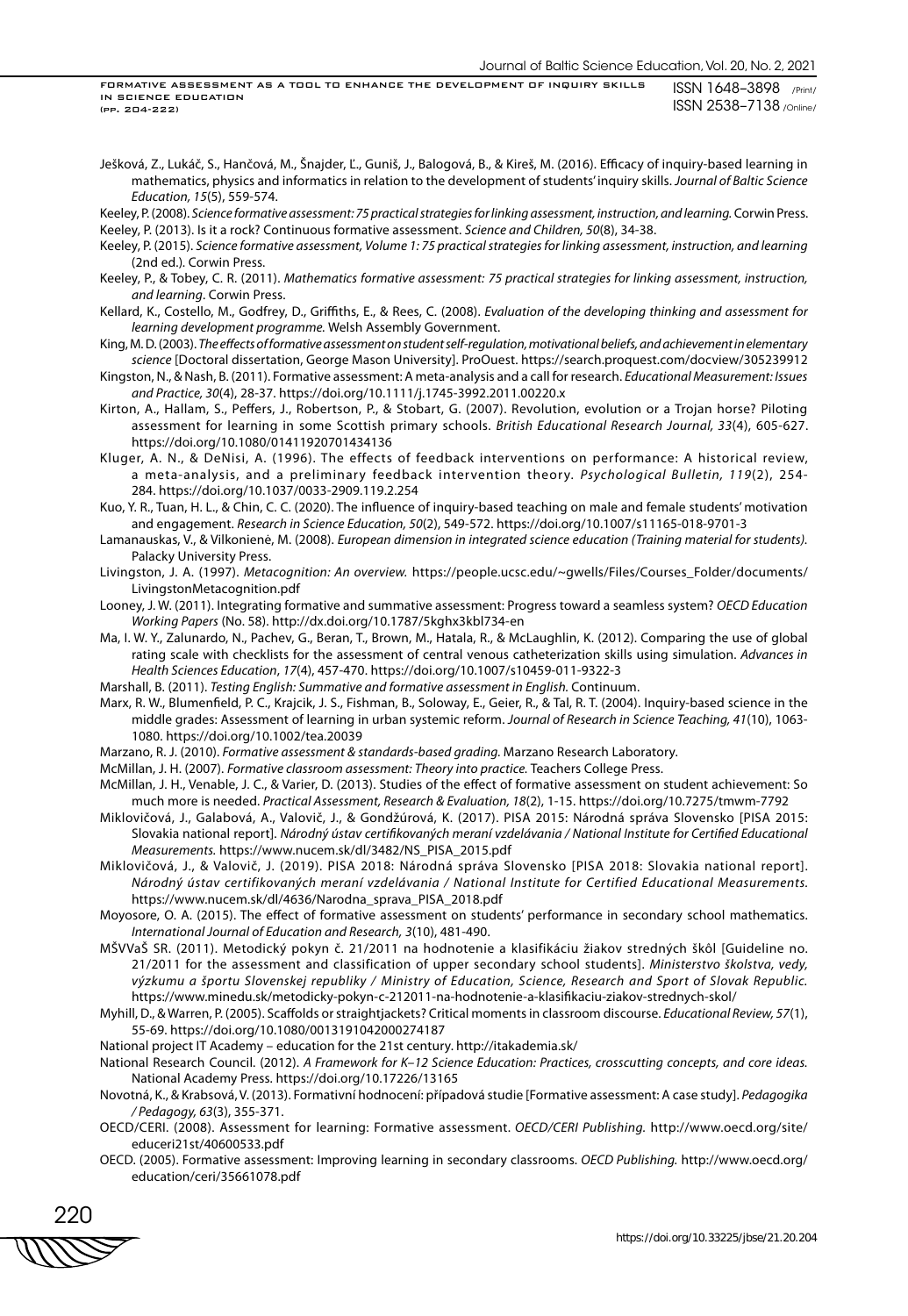Ješková, Z., Lukáč, S., Hančová, M., Šnajder, Ľ., Guniš, J., Balogová, B., & Kireš, M. (2016). Efficacy of inquiry-based learning in mathematics, physics and informatics in relation to the development of students' inquiry skills. *Journal of Baltic Science Education, 15*(5), 559-574.

Keeley, P. (2008). *Science formative assessment: 75 practical strategies for linking assessment, instruction, and learning.* Corwin Press.

Keeley, P. (2013). Is it a rock? Continuous formative assessment. *Science and Children, 50*(8), 34-38.

Keeley, P. (2015). *Science formative assessment, Volume 1: 75 practical strategies for linking assessment, instruction, and learning* (2nd ed.). Corwin Press.

Keeley, P., & Tobey, C. R. (2011). *Mathematics formative assessment: 75 practical strategies for linking assessment, instruction, and learning*. Corwin Press.

Kellard, K., Costello, M., Godfrey, D., Griffiths, E., & Rees, C. (2008). *Evaluation of the developing thinking and assessment for learning development programme.* Welsh Assembly Government.

King, M. D. (2003). *The effects of formative assessment on student self-regulation, motivational beliefs, and achievement in elementary science* [Doctoral dissertation, George Mason University]. ProOuest. https://search.proquest.com/docview/305239912

Kingston, N., & Nash, B. (2011). Formative assessment: A meta-analysis and a call for research. *Educational Measurement: Issues and Practice, 30*(4), 28-37. https://doi.org/10.1111/j.1745-3992.2011.00220.x

Kirton, A., Hallam, S., Peffers, J., Robertson, P., & Stobart, G. (2007). Revolution, evolution or a Trojan horse? Piloting assessment for learning in some Scottish primary schools. *British Educational Research Journal, 33*(4), 605-627. https://doi.org/10.1080/01411920701434136

Kluger, A. N., & DeNisi, A. (1996). The effects of feedback interventions on performance: A historical review, a meta-analysis, and a preliminary feedback intervention theory. *Psychological Bulletin, 119*(2), 254-284. https://doi.org/10.1037/0033-2909.119.2.254

Kuo, Y. R., Tuan, H. L., & Chin, C. C. (2020). The influence of inquiry-based teaching on male and female students' motivation and engagement. *Research in Science Education, 50*(2), 549-572. https://doi.org/10.1007/s11165-018-9701-3

Lamanauskas, V., & Vilkonienė, M. (2008). *European dimension in integrated science education (Training material for students).* Palacky University Press.

Livingston, J. A. (1997). *Metacognition: An overview.* https://people.ucsc.edu/~gwells/Files/Courses_Folder/documents/LivingstonMetacognition.pdf

Looney, J. W. (2011). Integrating formative and summative assessment: Progress toward a seamless system? *OECD Education Working Papers* (No. 58). http://dx.doi.org/10.1787/5kghx3kbl734-en

Ma, I. W. Y., Zalunardo, N., Pachev, G., Beran, T., Brown, M., Hatala, R., & McLaughlin, K. (2012). Comparing the use of global rating scale with checklists for the assessment of central venous catheterization skills using simulation. *Advances in Health Sciences Education*, *17*(4), 457-470. https://doi.org/10.1007/s10459-011-9322-3

Marshall, B. (2011). *Testing English: Summative and formative assessment in English.* Continuum.

Marx, R. W., Blumenfield, P. C., Krajcik, J. S., Fishman, B., Soloway, E., Geier, R., & Tal, R. T. (2004). Inquiry-based science in the middle grades: Assessment of learning in urban systemic reform. *Journal of Research in Science Teaching, 41*(10), 1063-1080. https://doi.org/10.1002/tea.20039

Marzano, R. J. (2010). *Formative assessment & standards-based grading.* Marzano Research Laboratory.

McMillan, J. H. (2007). *Formative classroom assessment: Theory into practice.* Teachers College Press.

McMillan, J. H., Venable, J. C., & Varier, D. (2013). Studies of the effect of formative assessment on student achievement: So much more is needed. *Practical Assessment, Research & Evaluation, 18*(2), 1-15. https://doi.org/10.7275/tmwm-7792

Miklovičová, J., Galabová, A., Valovič, J., & Gondžúrová, K. (2017). PISA 2015: Národná správa Slovensko [PISA 2015: Slovakia national report]. *Národný ústav certifikovaných meraní vzdelávania / National Institute for Certified Educational Measurements.* https://www.nucem.sk/dl/3482/NS_PISA_2015.pdf

Miklovičová, J., & Valovič, J. (2019). PISA 2018: Národná správa Slovensko [PISA 2018: Slovakia national report]. *Národný ústav certifikovaných meraní vzdelávania / National Institute for Certified Educational Measurements.* https://www.nucem.sk/dl/4636/Narodna_sprava_PISA_2018.pdf

Moyosore, O. A. (2015). The effect of formative assessment on students' performance in secondary school mathematics. *International Journal of Education and Research, 3*(10), 481-490.

MŠVVaŠ SR. (2011). Metodický pokyn č. 21/2011 na hodnotenie a klasifikáciu žiakov stredných škôl [Guideline no. 21/2011 for the assessment and classification of upper secondary school students]. *Ministerstvo školstva, vedy, výskumu a športu Slovenskej republiky / Ministry of Education, Science, Research and Sport of Slovak Republic.* https://www.minedu.sk/metodicky-pokyn-c-212011-na-hodnotenie-a-klasifikaciu-ziakov-strednych-skol/

Myhill, D., & Warren, P. (2005). Scaffolds or straightjackets? Critical moments in classroom discourse. *Educational Review, 57*(1), 55-69. https://doi.org/10.1080/0013191042000274187

National project IT Academy – education for the 21st century. http://itakademia.sk/

National Research Council. (2012). *A Framework for K–12 Science Education: Practices, crosscutting concepts, and core ideas.* National Academy Press. https://doi.org/10.17226/13165

Novotná, K., & Krabsová, V. (2013). Formativní hodnocení: případová studie [Formative assessment: A case study]. *Pedagogika / Pedagogy, 63*(3), 355-371.

OECD/CERI. (2008). Assessment for learning: Formative assessment. *OECD/CERI Publishing.* http://www.oecd.org/site/educeri21st/40600533.pdf

OECD. (2005). Formative assessment: Improving learning in secondary classrooms. *OECD Publishing.* http://www.oecd.org/education/ceri/35661078.pdf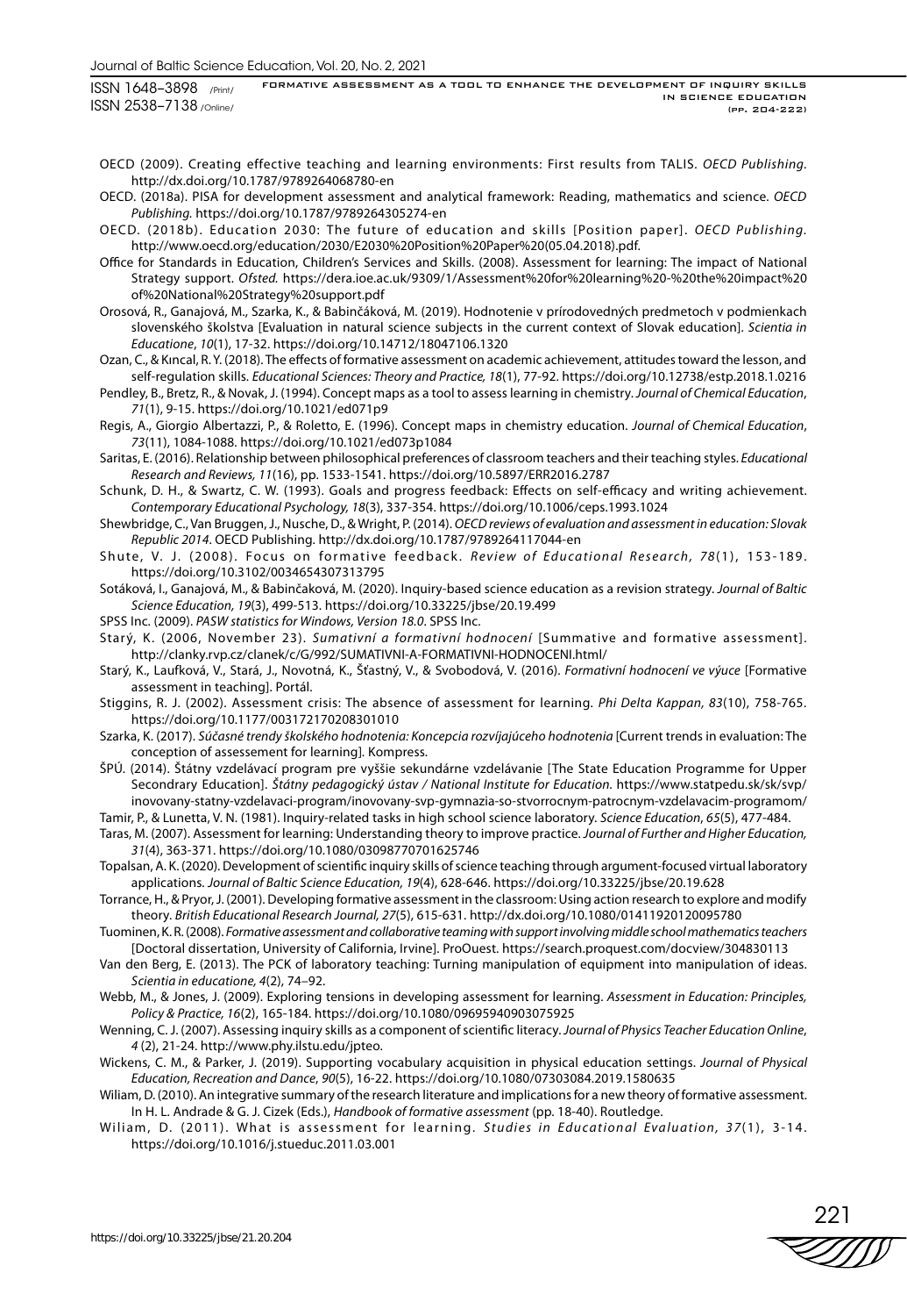OECD (2009). Creating effective teaching and learning environments: First results from TALIS. *OECD Publishing*. http://dx.doi.org/10.1787/9789264068780-en

OECD. (2018a). PISA for development assessment and analytical framework: Reading, mathematics and science. *OECD Publishing.* https://doi.org/10.1787/9789264305274-en

OECD. (2018b). Education 2030: The future of education and skills [Position paper]. *OECD Publishing.* http://www.oecd.org/education/2030/E2030%20Position%20Paper%20(05.04.2018).pdf.

Office for Standards in Education, Children's Services and Skills. (2008). Assessment for learning: The impact of National Strategy support. *Ofsted.* https://dera.ioe.ac.uk/9309/1/Assessment%20for%20learning%20-%20the%20impact%20of%20National%20Strategy%20support.pdf

Orosová, R., Ganajová, M., Szarka, K., & Babinčáková, M. (2019). Hodnotenie v prírodovedných predmetoch v podmienkach slovenského školstva [Evaluation in natural science subjects in the current context of Slovak education]. *Scientia in Educatione*, *10*(1), 17-32. https://doi.org/10.14712/18047106.1320

Ozan, C., & Kıncal, R. Y. (2018). The effects of formative assessment on academic achievement, attitudes toward the lesson, and self-regulation skills. *Educational Sciences: Theory and Practice, 18*(1), 77-92. https://doi.org/10.12738/estp.2018.1.0216

Pendley, B., Bretz, R., & Novak, J. (1994). Concept maps as a tool to assess learning in chemistry. *Journal of Chemical Education*, *71*(1), 9-15. https://doi.org/10.1021/ed071p9

Regis, A., Giorgio Albertazzi, P., & Roletto, E. (1996). Concept maps in chemistry education. *Journal of Chemical Education*, *73*(11), 1084-1088. https://doi.org/10.1021/ed073p1084

Saritas, E. (2016). Relationship between philosophical preferences of classroom teachers and their teaching styles. *Educational Research and Reviews, 11*(16), pp. 1533-1541. https://doi.org/10.5897/ERR2016.2787

Schunk, D. H., & Swartz, C. W. (1993). Goals and progress feedback: Effects on self-efficacy and writing achievement. *Contemporary Educational Psychology, 18*(3), 337-354. https://doi.org/10.1006/ceps.1993.1024

Shewbridge, C., Van Bruggen, J., Nusche, D., & Wright, P. (2014). *OECD reviews of evaluation and assessment in education: Slovak Republic 2014*. OECD Publishing. http://dx.doi.org/10.1787/9789264117044-en

Shute, V. J. (2008). Focus on formative feedback. *Review of Educational Research*, *78*(1), 153-189. https://doi.org/10.3102/0034654307313795

Sotáková, I., Ganajová, M., & Babinčaková, M. (2020). Inquiry-based science education as a revision strategy. *Journal of Baltic Science Education, 19*(3), 499-513. https://doi.org/10.33225/jbse/20.19.499

SPSS Inc. (2009). *PASW statistics for Windows, Version 18.0*. SPSS Inc.

Starý, K. (2006, November 23). *Sumativní a formativní hodnocení* [Summative and formative assessment]. http://clanky.rvp.cz/clanek/c/G/992/SUMATIVNI-A-FORMATIVNI-HODNOCENI.html/

Starý, K., Laufková, V., Stará, J., Novotná, K., Šťastný, V., & Svobodová, V. (2016). *Formativní hodnocení ve výuce* [Formative assessment in teaching]. Portál.

Stiggins, R. J. (2002). Assessment crisis: The absence of assessment for learning. *Phi Delta Kappan, 83*(10), 758-765. https://doi.org/10.1177/003172170208301010

Szarka, K. (2017). *Súčasné trendy školského hodnotenia: Koncepcia rozvíjajúceho hodnotenia* [Current trends in evaluation: The conception of assessement for learning]. Kompress.

ŠPÚ. (2014). Štátny vzdelávací program pre vyššie sekundárne vzdelávanie [The State Education Programme for Upper Secondrary Education]. *Štátny pedagogický ústav / National Institute for Education.* https://www.statpedu.sk/sk/svp/inovovany-statny-vzdelavaci-program/inovovany-svp-gymnazia-so-stvorrocnym-patrocnym-vzdelavacim-programom/

Tamir, P., & Lunetta, V. N. (1981). Inquiry-related tasks in high school science laboratory. *Science Education*, *65*(5), 477-484.

Taras, M. (2007). Assessment for learning: Understanding theory to improve practice. *Journal of Further and Higher Education, 31*(4), 363-371. https://doi.org/10.1080/03098770701625746

Topalsan, A. K. (2020). Development of scientific inquiry skills of science teaching through argument-focused virtual laboratory applications. *Journal of Baltic Science Education, 19*(4), 628-646. https://doi.org/10.33225/jbse/20.19.628

Torrance, H., & Pryor, J. (2001). Developing formative assessment in the classroom: Using action research to explore and modify theory. *British Educational Research Journal, 27*(5), 615-631. http://dx.doi.org/10.1080/01411920120095780

Tuominen, K. R. (2008). *Formative assessment and collaborative teaming with support involving middle school mathematics teachers* [Doctoral dissertation, University of California, Irvine]. ProOuest. https://search.proquest.com/docview/304830113

Van den Berg, E. (2013). The PCK of laboratory teaching: Turning manipulation of equipment into manipulation of ideas. *Scientia in educatione, 4*(2), 74–92.

Webb, M., & Jones, J. (2009). Exploring tensions in developing assessment for learning. *Assessment in Education: Principles, Policy & Practice, 16*(2), 165-184. https://doi.org/10.1080/09695940903075925

Wenning, C. J. (2007). Assessing inquiry skills as a component of scientific literacy. *Journal of Physics Teacher Education Online*, *4* (2), 21-24. http://www.phy.ilstu.edu/jpteo.

Wickens, C. M., & Parker, J. (2019). Supporting vocabulary acquisition in physical education settings. *Journal of Physical Education, Recreation and Dance*, *90*(5), 16-22. https://doi.org/10.1080/07303084.2019.1580635

Wiliam, D. (2010). An integrative summary of the research literature and implications for a new theory of formative assessment. In H. L. Andrade & G. J. Cizek (Eds.), *Handbook of formative assessment* (pp. 18-40). Routledge.

Wiliam, D. (2011). What is assessment for learning. *Studies in Educational Evaluation, 37*(1), 3-14. https://doi.org/10.1016/j.stueduc.2011.03.001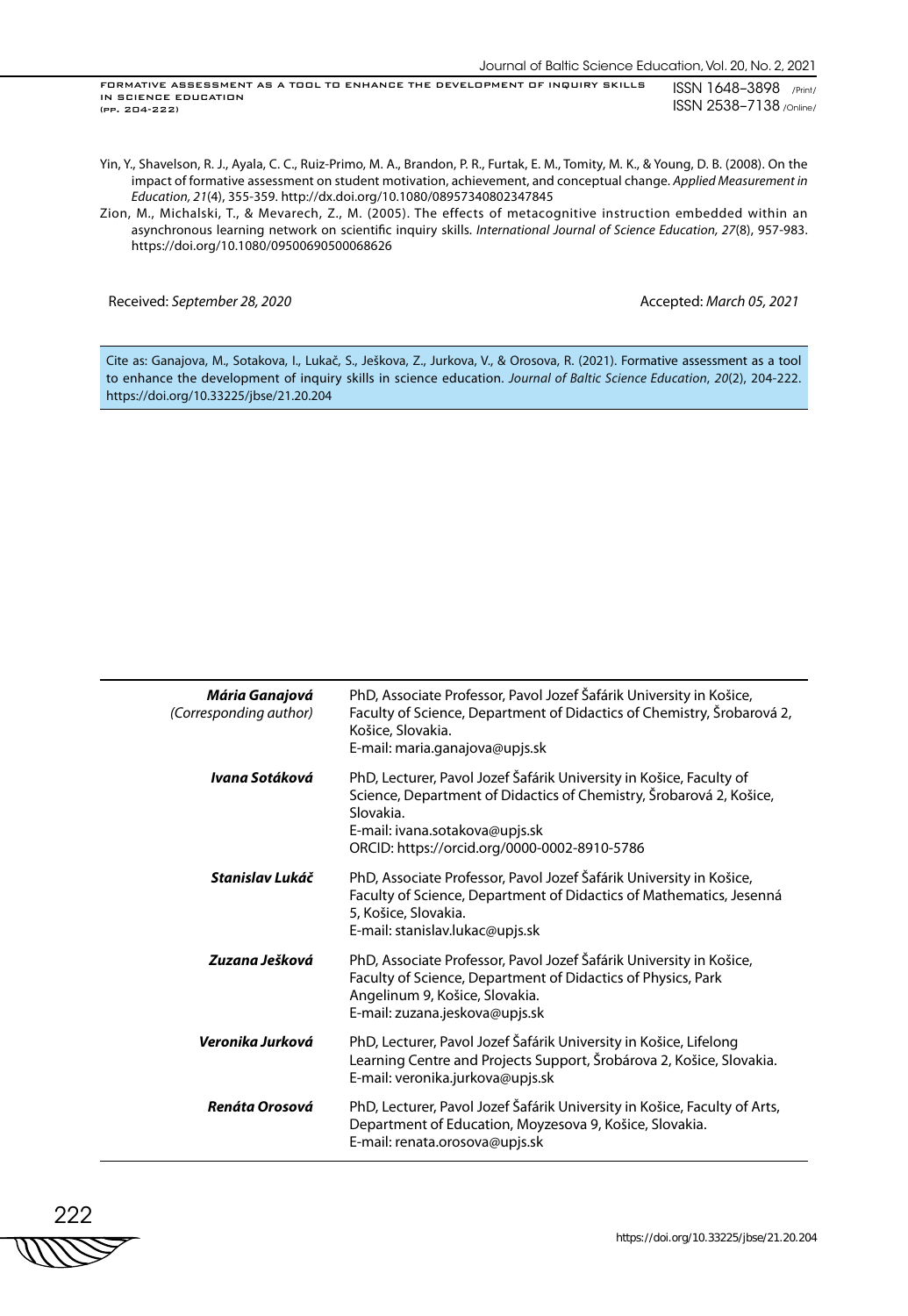Yin, Y., Shavelson, R. J., Ayala, C. C., Ruiz-Primo, M. A., Brandon, P. R., Furtak, E. M., Tomity, M. K., & Young, D. B. (2008). On the impact of formative assessment on student motivation, achievement, and conceptual change. *Applied Measurement in Education, 21*(4), 355-359. http://dx.doi.org/10.1080/08957340802347845

Zion, M., Michalski, T., & Mevarech, Z., M. (2005). The effects of metacognitive instruction embedded within an asynchronous learning network on scientific inquiry skills. *International Journal of Science Education, 27*(8), 957-983. https://doi.org/10.1080/09500690500068626

Received: *September 28, 2020*

Accepted: *March 05, 2021*

Cite as: Ganajova, M., Sotakova, I., Lukač, S., Ješkova, Z., Jurkova, V., & Orosova, R. (2021). Formative assessment as a tool to enhance the development of inquiry skills in science education. *Journal of Baltic Science Education*, *20*(2), 204-222. https://doi.org/10.33225/jbse/21.20.204

| | |
|---|---|
| ***Mária Ganajová*** *(Corresponding author)* | PhD, Associate Professor, Pavol Jozef Šafárik University in Košice, Faculty of Science, Department of Didactics of Chemistry, Šrobarová 2, Košice, Slovakia. E-mail: maria.ganajova@upjs.sk |
| ***Ivana Sotáková*** | PhD, Lecturer, Pavol Jozef Šafárik University in Košice, Faculty of Science, Department of Didactics of Chemistry, Šrobarová 2, Košice, Slovakia. E-mail: ivana.sotakova@upjs.sk ORCID: https://orcid.org/0000-0002-8910-5786 |
| ***Stanislav Lukáč*** | PhD, Associate Professor, Pavol Jozef Šafárik University in Košice, Faculty of Science, Department of Didactics of Mathematics, Jesenná 5, Košice, Slovakia. E-mail: stanislav.lukac@upjs.sk |
| ***Zuzana Ješková*** | PhD, Associate Professor, Pavol Jozef Šafárik University in Košice, Faculty of Science, Department of Didactics of Physics, Park Angelinum 9, Košice, Slovakia. E-mail: zuzana.jeskova@upjs.sk |
| ***Veronika Jurková*** | PhD, Lecturer, Pavol Jozef Šafárik University in Košice, Lifelong Learning Centre and Projects Support, Šrobárova 2, Košice, Slovakia. E-mail: veronika.jurkova@upjs.sk |
| ***Renáta Orosová*** | PhD, Lecturer, Pavol Jozef Šafárik University in Košice, Faculty of Arts, Department of Education, Moyzesova 9, Košice, Slovakia. E-mail: renata.orosova@upjs.sk |